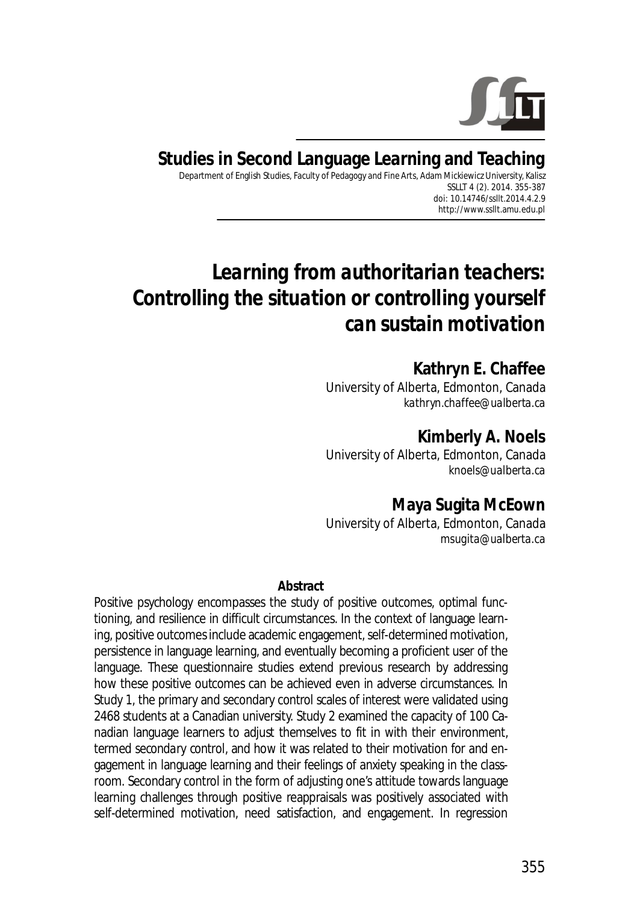# Studies in Second Language Learning and Teaching

Department of English Studies, Faculty of Pedagogy and Fine Arts, Adam Mickiewicz University, Kalisz
SSLLT 4 (2). 2014. 355-387
doi: 10.14746/ssllt.2014.4.2.9
http://www.ssllt.amu.edu.pl

# *Learning from authoritarian teachers: Controlling the situation or controlling yourself can sustain motivation*

**Kathryn E. Chaffee**
University of Alberta, Edmonton, Canada
*kathryn.chaffee@ualberta.ca*

**Kimberly A. Noels**
University of Alberta, Edmonton, Canada
*knoels@ualberta.ca*

**Maya Sugita McEown**
University of Alberta, Edmonton, Canada
*msugita@ualberta.ca*

**Abstract**

Positive psychology encompasses the study of positive outcomes, optimal functioning, and resilience in difficult circumstances. In the context of language learning, positive outcomes include academic engagement, self-determined motivation, persistence in language learning, and eventually becoming a proficient user of the language. These questionnaire studies extend previous research by addressing how these positive outcomes can be achieved even in adverse circumstances. In Study 1, the primary and secondary control scales of interest were validated using 2468 students at a Canadian university. Study 2 examined the capacity of 100 Canadian language learners to adjust themselves to fit in with their environment, termed *secondary control*, and how it was related to their motivation for and engagement in language learning and their feelings of anxiety speaking in the classroom. Secondary control in the form of adjusting one's attitude towards language learning challenges through positive reappraisals was positively associated with self-determined motivation, need satisfaction, and engagement. In regression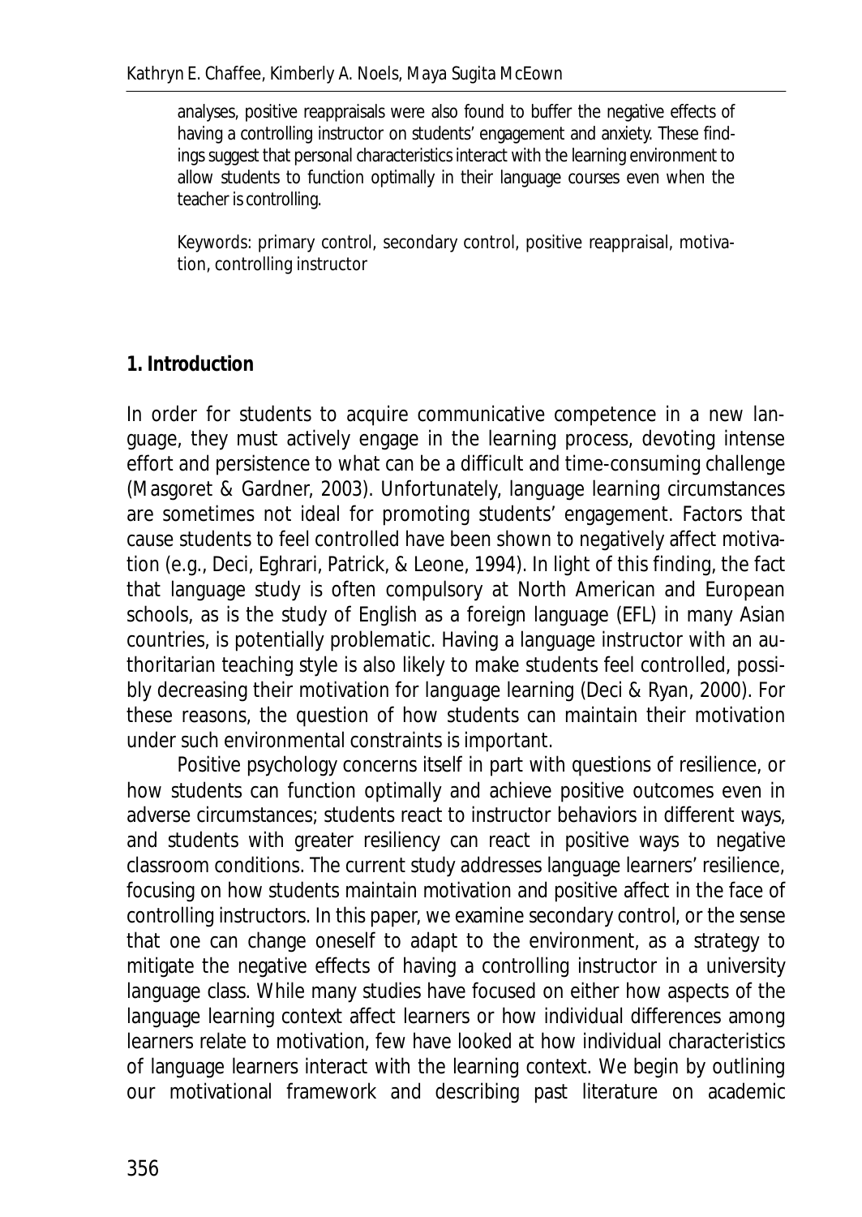analyses, positive reappraisals were also found to buffer the negative effects of having a controlling instructor on students' engagement and anxiety. These findings suggest that personal characteristics interact with the learning environment to allow students to function optimally in their language courses even when the teacher is controlling.

Keywords: primary control, secondary control, positive reappraisal, motivation, controlling instructor

## 1. Introduction

In order for students to acquire communicative competence in a new language, they must actively engage in the learning process, devoting intense effort and persistence to what can be a difficult and time-consuming challenge (Masgoret & Gardner, 2003). Unfortunately, language learning circumstances are sometimes not ideal for promoting students' engagement. Factors that cause students to feel controlled have been shown to negatively affect motivation (e.g., Deci, Eghrari, Patrick, & Leone, 1994). In light of this finding, the fact that language study is often compulsory at North American and European schools, as is the study of English as a foreign language (EFL) in many Asian countries, is potentially problematic. Having a language instructor with an authoritarian teaching style is also likely to make students feel controlled, possibly decreasing their motivation for language learning (Deci & Ryan, 2000). For these reasons, the question of how students can maintain their motivation under such environmental constraints is important.

Positive psychology concerns itself in part with questions of resilience, or how students can function optimally and achieve positive outcomes even in adverse circumstances; students react to instructor behaviors in different ways, and students with greater resiliency can react in positive ways to negative classroom conditions. The current study addresses language learners' resilience, focusing on how students maintain motivation and positive affect in the face of controlling instructors. In this paper, we examine secondary control, or the sense that one can change oneself to adapt to the environment, as a strategy to mitigate the negative effects of having a controlling instructor in a university language class. While many studies have focused on either how aspects of the language learning context affect learners or how individual differences among learners relate to motivation, few have looked at how individual characteristics of language learners interact with the learning context. We begin by outlining our motivational framework and describing past literature on academic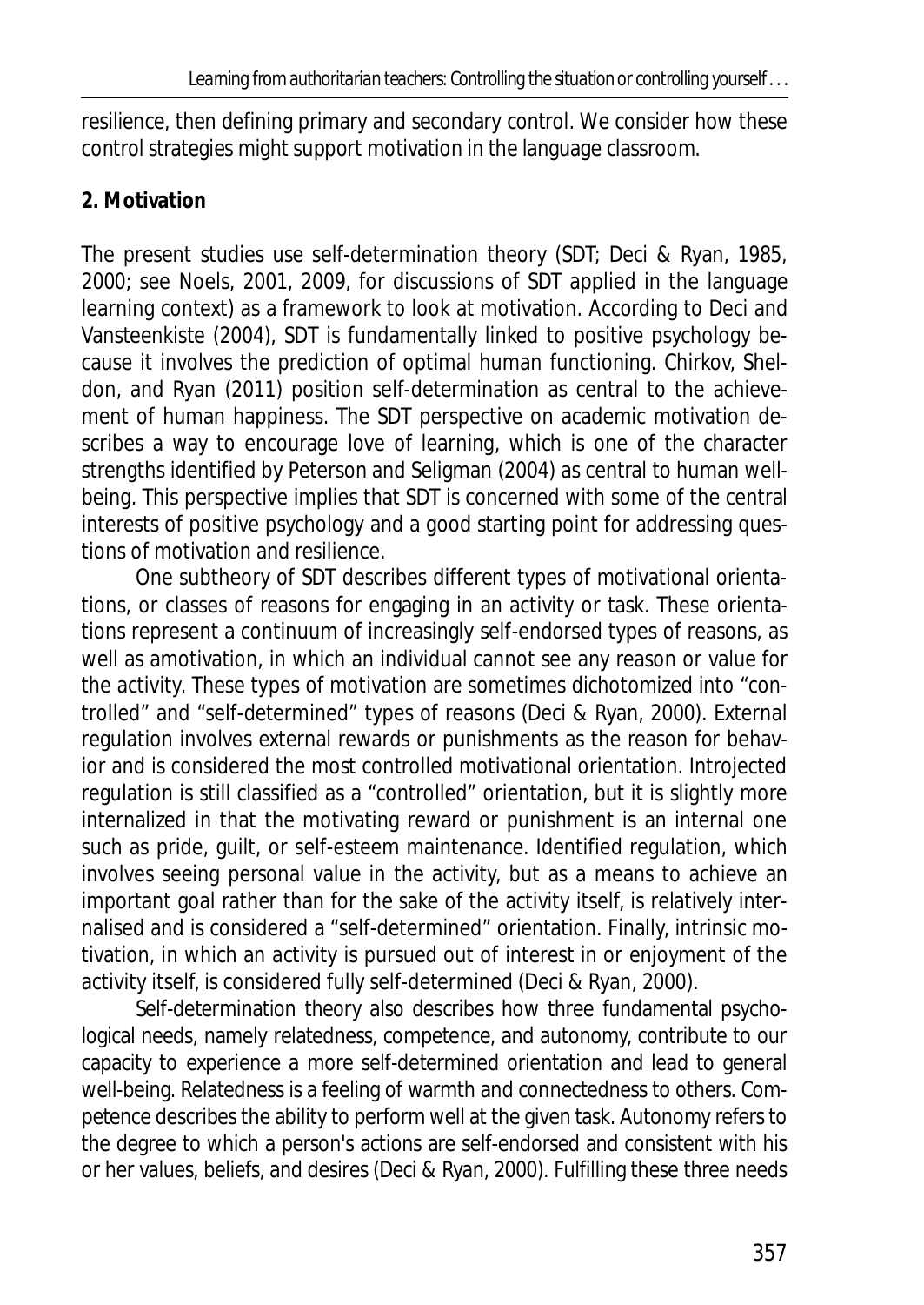resilience, then defining primary and secondary control. We consider how these control strategies might support motivation in the language classroom.

## 2. Motivation

The present studies use self-determination theory (SDT; Deci & Ryan, 1985, 2000; see Noels, 2001, 2009, for discussions of SDT applied in the language learning context) as a framework to look at motivation. According to Deci and Vansteenkiste (2004), SDT is fundamentally linked to positive psychology because it involves the prediction of optimal human functioning. Chirkov, Sheldon, and Ryan (2011) position self-determination as central to the achievement of human happiness. The SDT perspective on academic motivation describes a way to encourage love of learning, which is one of the character strengths identified by Peterson and Seligman (2004) as central to human well-being. This perspective implies that SDT is concerned with some of the central interests of positive psychology and a good starting point for addressing questions of motivation and resilience.

One subtheory of SDT describes different types of motivational orientations, or classes of reasons for engaging in an activity or task. These orientations represent a continuum of increasingly self-endorsed types of reasons, as well as amotivation, in which an individual cannot see any reason or value for the activity. These types of motivation are sometimes dichotomized into "controlled" and "self-determined" types of reasons (Deci & Ryan, 2000). External regulation involves external rewards or punishments as the reason for behavior and is considered the most controlled motivational orientation. Introjected regulation is still classified as a "controlled" orientation, but it is slightly more internalized in that the motivating reward or punishment is an internal one such as pride, guilt, or self-esteem maintenance. Identified regulation, which involves seeing personal value in the activity, but as a means to achieve an important goal rather than for the sake of the activity itself, is relatively internalised and is considered a "self-determined" orientation. Finally, intrinsic motivation, in which an activity is pursued out of interest in or enjoyment of the activity itself, is considered fully self-determined (Deci & Ryan, 2000).

Self-determination theory also describes how three fundamental psychological needs, namely relatedness, competence, and autonomy, contribute to our capacity to experience a more self-determined orientation and lead to general well-being. Relatedness is a feeling of warmth and connectedness to others. Competence describes the ability to perform well at the given task. Autonomy refers to the degree to which a person's actions are self-endorsed and consistent with his or her values, beliefs, and desires (Deci & Ryan, 2000). Fulfilling these three needs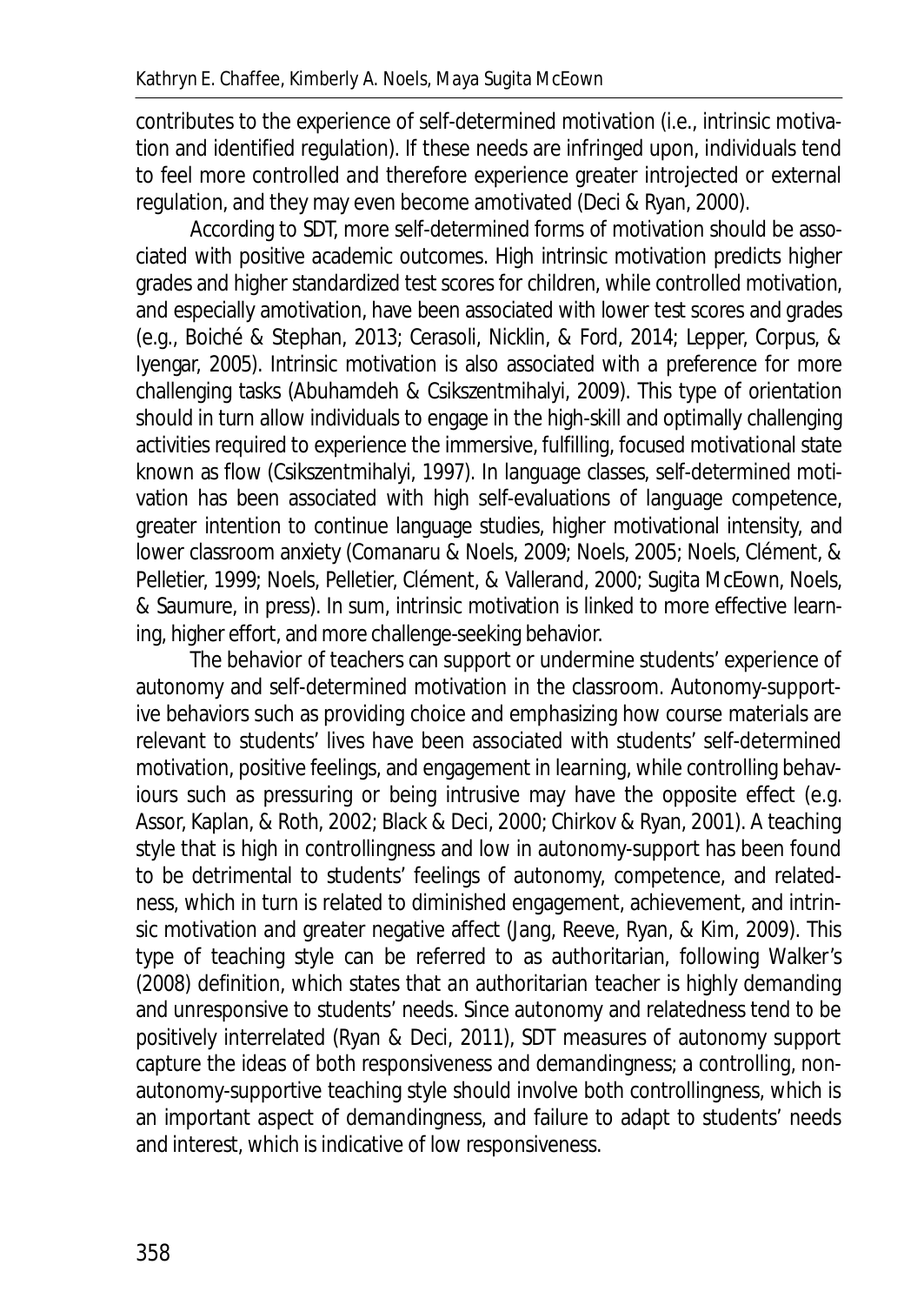contributes to the experience of self-determined motivation (i.e., intrinsic motivation and identified regulation). If these needs are infringed upon, individuals tend to feel more controlled and therefore experience greater introjected or external regulation, and they may even become amotivated (Deci & Ryan, 2000).

According to SDT, more self-determined forms of motivation should be associated with positive academic outcomes. High intrinsic motivation predicts higher grades and higher standardized test scores for children, while controlled motivation, and especially amotivation, have been associated with lower test scores and grades (e.g., Boiché & Stephan, 2013; Cerasoli, Nicklin, & Ford, 2014; Lepper, Corpus, & Iyengar, 2005). Intrinsic motivation is also associated with a preference for more challenging tasks (Abuhamdeh & Csikszentmihalyi, 2009). This type of orientation should in turn allow individuals to engage in the high-skill and optimally challenging activities required to experience the immersive, fulfilling, focused motivational state known as flow (Csikszentmihalyi, 1997). In language classes, self-determined motivation has been associated with high self-evaluations of language competence, greater intention to continue language studies, higher motivational intensity, and lower classroom anxiety (Comanaru & Noels, 2009; Noels, 2005; Noels, Clément, & Pelletier, 1999; Noels, Pelletier, Clément, & Vallerand, 2000; Sugita McEown, Noels, & Saumure, in press). In sum, intrinsic motivation is linked to more effective learning, higher effort, and more challenge-seeking behavior.

The behavior of teachers can support or undermine students' experience of autonomy and self-determined motivation in the classroom. Autonomy-supportive behaviors such as providing choice and emphasizing how course materials are relevant to students' lives have been associated with students' self-determined motivation, positive feelings, and engagement in learning, while controlling behaviours such as pressuring or being intrusive may have the opposite effect (e.g. Assor, Kaplan, & Roth, 2002; Black & Deci, 2000; Chirkov & Ryan, 2001). A teaching style that is high in controllingness and low in autonomy-support has been found to be detrimental to students' feelings of autonomy, competence, and relatedness, which in turn is related to diminished engagement, achievement, and intrinsic motivation and greater negative affect (Jang, Reeve, Ryan, & Kim, 2009). This type of teaching style can be referred to as authoritarian, following Walker's (2008) definition, which states that an authoritarian teacher is highly demanding and unresponsive to students' needs. Since autonomy and relatedness tend to be positively interrelated (Ryan & Deci, 2011), SDT measures of autonomy support capture the ideas of both responsiveness and demandingness; a controlling, non-autonomy-supportive teaching style should involve both controllingness, which is an important aspect of demandingness, and failure to adapt to students' needs and interest, which is indicative of low responsiveness.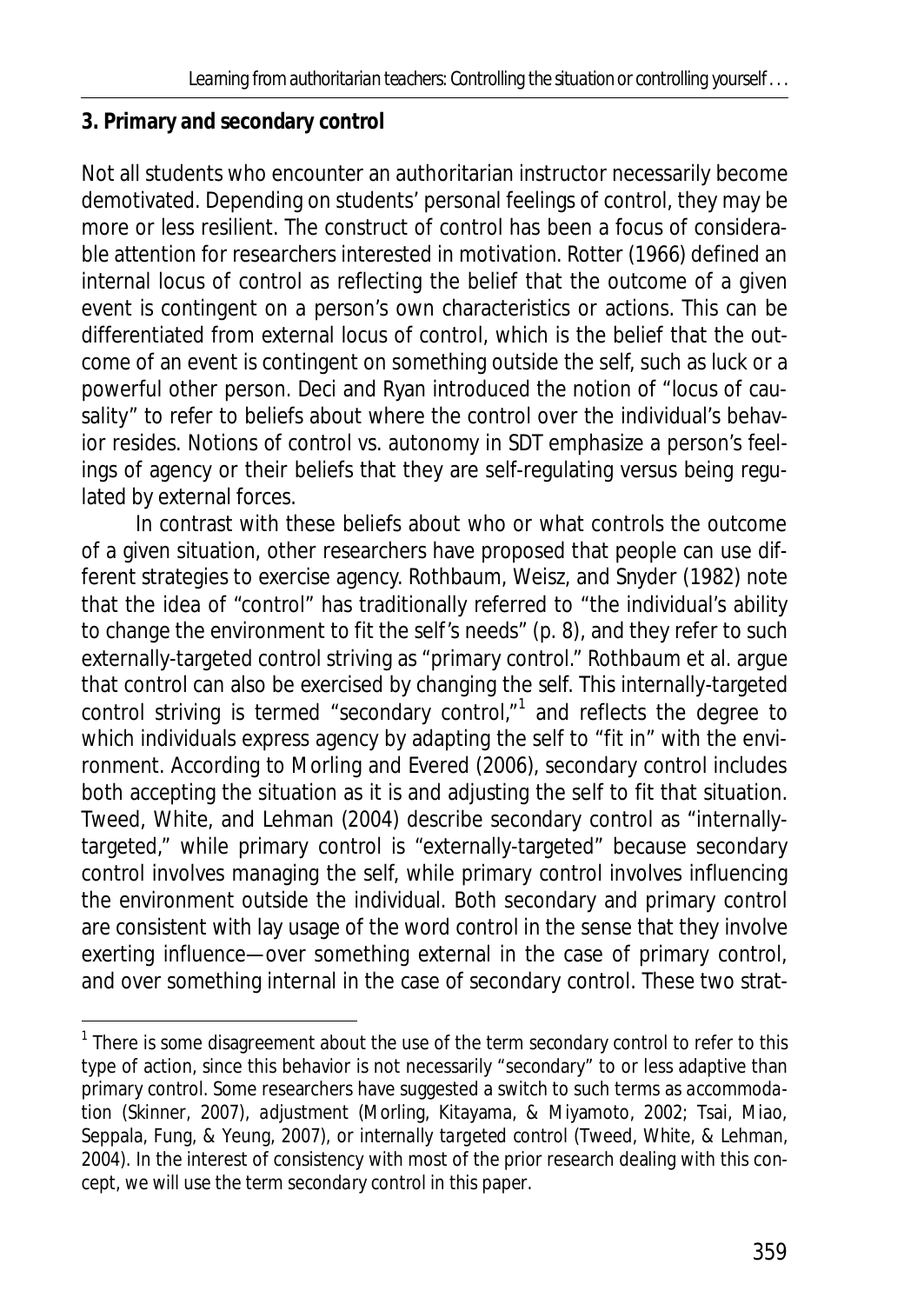## 3. Primary and secondary control

Not all students who encounter an authoritarian instructor necessarily become demotivated. Depending on students' personal feelings of control, they may be more or less resilient. The construct of control has been a focus of considerable attention for researchers interested in motivation. Rotter (1966) defined an internal locus of control as reflecting the belief that the outcome of a given event is contingent on a person's own characteristics or actions. This can be differentiated from external locus of control, which is the belief that the outcome of an event is contingent on something outside the self, such as luck or a powerful other person. Deci and Ryan introduced the notion of "locus of causality" to refer to beliefs about where the control over the individual's behavior resides. Notions of control vs. autonomy in SDT emphasize a person's feelings of agency or their beliefs that they are self-regulating versus being regulated by external forces.

In contrast with these beliefs about who or what controls the outcome of a given situation, other researchers have proposed that people can use different strategies to exercise agency. Rothbaum, Weisz, and Snyder (1982) note that the idea of "control" has traditionally referred to "the individual's ability to change the environment to fit the self's needs" (p. 8), and they refer to such externally-targeted control striving as "primary control." Rothbaum et al. argue that control can also be exercised by changing the self. This internally-targeted control striving is termed "secondary control,"[1] and reflects the degree to which individuals express agency by adapting the self to "fit in" with the environment. According to Morling and Evered (2006), secondary control includes both accepting the situation as it is and adjusting the self to fit that situation. Tweed, White, and Lehman (2004) describe secondary control as "internally-targeted," while primary control is "externally-targeted" because secondary control involves managing the self, while primary control involves influencing the environment outside the individual. Both secondary and primary control are consistent with lay usage of the word control in the sense that they involve exerting influence—over something external in the case of primary control, and over something internal in the case of secondary control. These two strat-

[1] There is some disagreement about the use of the term *secondary control* to refer to this type of action, since this behavior is not necessarily "secondary" to or less adaptive than primary control. Some researchers have suggested a switch to such terms as *accommodation* (Skinner, 2007), *adjustment* (Morling, Kitayama, & Miyamoto, 2002; Tsai, Miao, Seppala, Fung, & Yeung, 2007), or *internally targeted control* (Tweed, White, & Lehman, 2004). In the interest of consistency with most of the prior research dealing with this concept, we will use the term *secondary control* in this paper.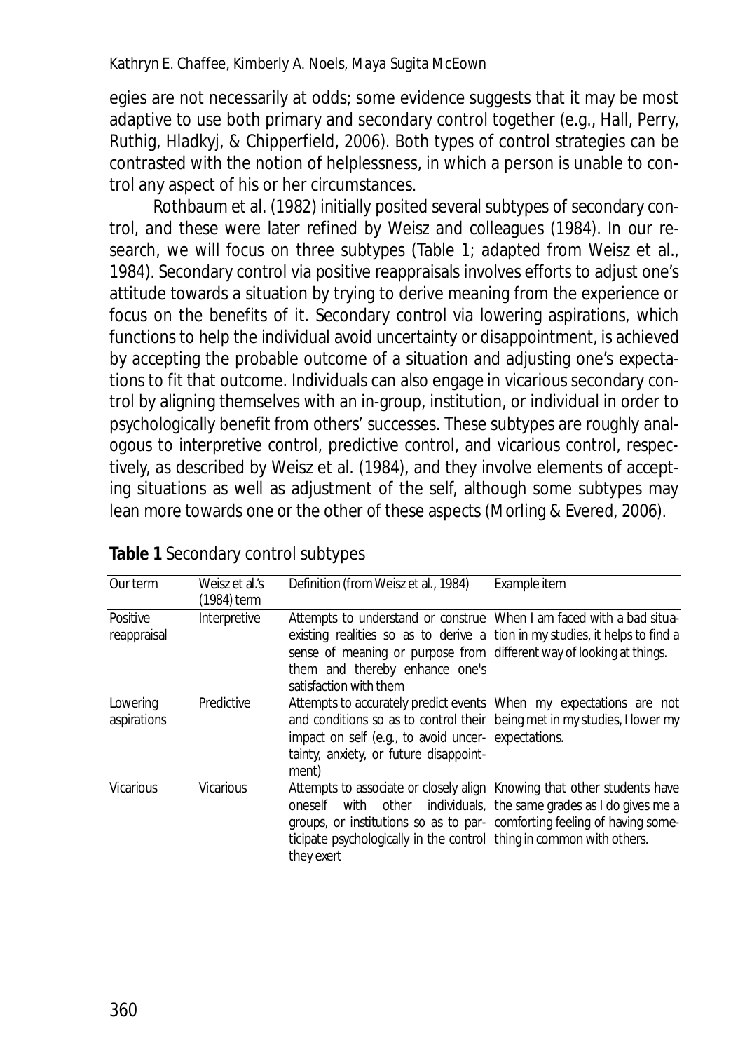egies are not necessarily at odds; some evidence suggests that it may be most adaptive to use both primary and secondary control together (e.g., Hall, Perry, Ruthig, Hladkyj, & Chipperfield, 2006). Both types of control strategies can be contrasted with the notion of helplessness, in which a person is unable to control any aspect of his or her circumstances.

Rothbaum et al. (1982) initially posited several subtypes of secondary control, and these were later refined by Weisz and colleagues (1984). In our research, we will focus on three subtypes (Table 1; adapted from Weisz et al., 1984). Secondary control via positive reappraisals involves efforts to adjust one's attitude towards a situation by trying to derive meaning from the experience or focus on the benefits of it. Secondary control via lowering aspirations, which functions to help the individual avoid uncertainty or disappointment, is achieved by accepting the probable outcome of a situation and adjusting one's expectations to fit that outcome. Individuals can also engage in vicarious secondary control by aligning themselves with an in-group, institution, or individual in order to psychologically benefit from others' successes. These subtypes are roughly analogous to interpretive control, predictive control, and vicarious control, respectively, as described by Weisz et al. (1984), and they involve elements of accepting situations as well as adjustment of the self, although some subtypes may lean more towards one or the other of these aspects (Morling & Evered, 2006).

**Table 1** Secondary control subtypes

| Our term | Weisz et al.'s (1984) term | Definition (from Weisz et al., 1984) | Example item |
|---|---|---|---|
| Positive reappraisal | Interpretive | Attempts to understand or construe existing realities so as to derive a sense of meaning or purpose from them and thereby enhance one's satisfaction with them | When I am faced with a bad situation in my studies, it helps to find a different way of looking at things. |
| Lowering aspirations | Predictive | Attempts to accurately predict events and conditions so as to control their impact on self (e.g., to avoid uncertainty, anxiety, or future disappointment) | When my expectations are not being met in my studies, I lower my expectations. |
| Vicarious | Vicarious | Attempts to associate or closely align oneself with other individuals, groups, or institutions so as to participate psychologically in the control they exert | Knowing that other students have the same grades as I do gives me a comforting feeling of having something in common with others. |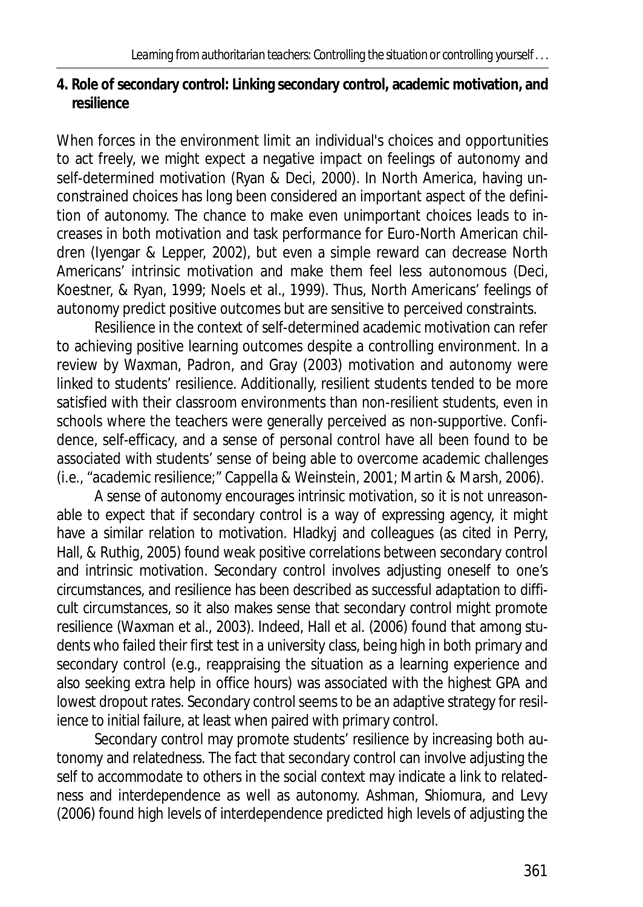## 4. Role of secondary control: Linking secondary control, academic motivation, and resilience

When forces in the environment limit an individual's choices and opportunities to act freely, we might expect a negative impact on feelings of autonomy and self-determined motivation (Ryan & Deci, 2000). In North America, having unconstrained choices has long been considered an important aspect of the definition of autonomy. The chance to make even unimportant choices leads to increases in both motivation and task performance for Euro-North American children (Iyengar & Lepper, 2002), but even a simple reward can decrease North Americans' intrinsic motivation and make them feel less autonomous (Deci, Koestner, & Ryan, 1999; Noels et al., 1999). Thus, North Americans' feelings of autonomy predict positive outcomes but are sensitive to perceived constraints.

Resilience in the context of self-determined academic motivation can refer to achieving positive learning outcomes despite a controlling environment. In a review by Waxman, Padron, and Gray (2003) motivation and autonomy were linked to students' resilience. Additionally, resilient students tended to be more satisfied with their classroom environments than non-resilient students, even in schools where the teachers were generally perceived as non-supportive. Confidence, self-efficacy, and a sense of personal control have all been found to be associated with students' sense of being able to overcome academic challenges (i.e., "academic resilience;" Cappella & Weinstein, 2001; Martin & Marsh, 2006).

A sense of autonomy encourages intrinsic motivation, so it is not unreasonable to expect that if secondary control is a way of expressing agency, it might have a similar relation to motivation. Hladkyj and colleagues (as cited in Perry, Hall, & Ruthig, 2005) found weak positive correlations between secondary control and intrinsic motivation. Secondary control involves adjusting oneself to one's circumstances, and resilience has been described as successful adaptation to difficult circumstances, so it also makes sense that secondary control might promote resilience (Waxman et al., 2003). Indeed, Hall et al. (2006) found that among students who failed their first test in a university class, being high in both primary and secondary control (e.g., reappraising the situation as a learning experience and also seeking extra help in office hours) was associated with the highest GPA and lowest dropout rates. Secondary control seems to be an adaptive strategy for resilience to initial failure, at least when paired with primary control.

Secondary control may promote students' resilience by increasing both autonomy and relatedness. The fact that secondary control can involve adjusting the self to accommodate to others in the social context may indicate a link to relatedness and interdependence as well as autonomy. Ashman, Shiomura, and Levy (2006) found high levels of interdependence predicted high levels of adjusting the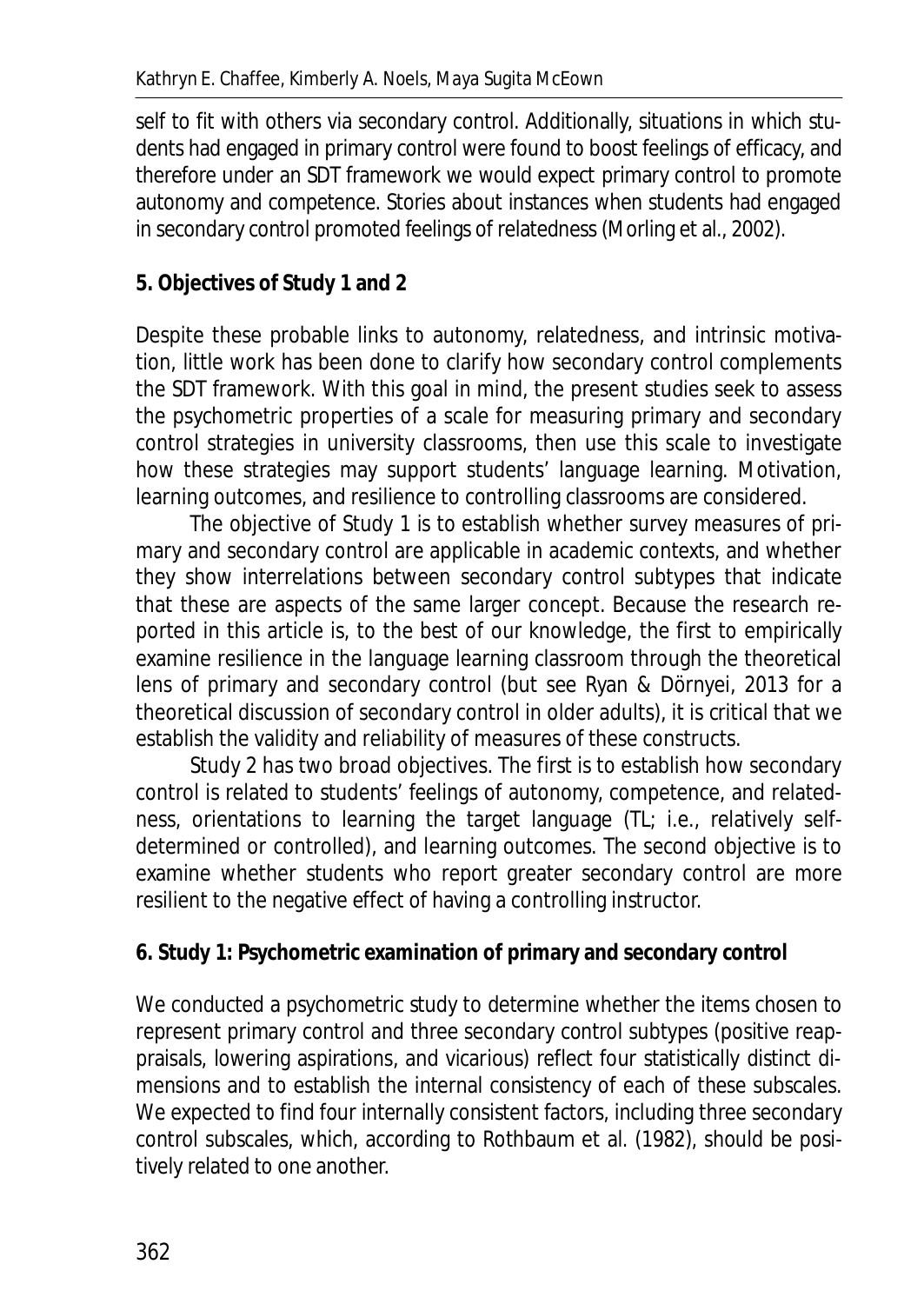self to fit with others via secondary control. Additionally, situations in which students had engaged in primary control were found to boost feelings of efficacy, and therefore under an SDT framework we would expect primary control to promote autonomy and competence. Stories about instances when students had engaged in secondary control promoted feelings of relatedness (Morling et al., 2002).

## 5. Objectives of Study 1 and 2

Despite these probable links to autonomy, relatedness, and intrinsic motivation, little work has been done to clarify how secondary control complements the SDT framework. With this goal in mind, the present studies seek to assess the psychometric properties of a scale for measuring primary and secondary control strategies in university classrooms, then use this scale to investigate how these strategies may support students' language learning. Motivation, learning outcomes, and resilience to controlling classrooms are considered.

The objective of Study 1 is to establish whether survey measures of primary and secondary control are applicable in academic contexts, and whether they show interrelations between secondary control subtypes that indicate that these are aspects of the same larger concept. Because the research reported in this article is, to the best of our knowledge, the first to empirically examine resilience in the language learning classroom through the theoretical lens of primary and secondary control (but see Ryan & Dörnyei, 2013 for a theoretical discussion of secondary control in older adults), it is critical that we establish the validity and reliability of measures of these constructs.

Study 2 has two broad objectives. The first is to establish how secondary control is related to students' feelings of autonomy, competence, and relatedness, orientations to learning the target language (TL; i.e., relatively self-determined or controlled), and learning outcomes. The second objective is to examine whether students who report greater secondary control are more resilient to the negative effect of having a controlling instructor.

## 6. Study 1: Psychometric examination of primary and secondary control

We conducted a psychometric study to determine whether the items chosen to represent primary control and three secondary control subtypes (positive reappraisals, lowering aspirations, and vicarious) reflect four statistically distinct dimensions and to establish the internal consistency of each of these subscales. We expected to find four internally consistent factors, including three secondary control subscales, which, according to Rothbaum et al. (1982), should be positively related to one another.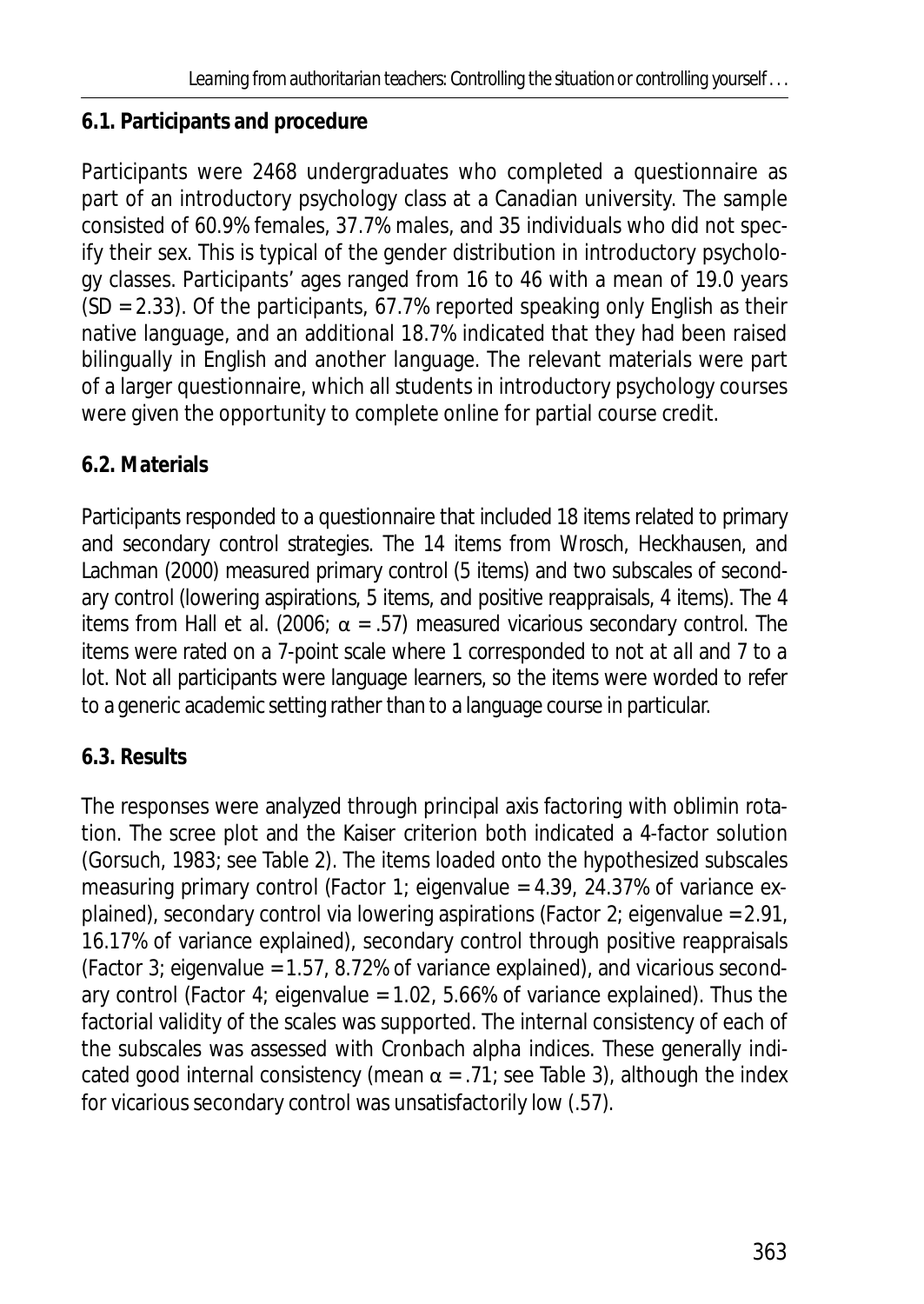### 6.1. Participants and procedure

Participants were 2468 undergraduates who completed a questionnaire as part of an introductory psychology class at a Canadian university. The sample consisted of 60.9% females, 37.7% males, and 35 individuals who did not specify their sex. This is typical of the gender distribution in introductory psychology classes. Participants' ages ranged from 16 to 46 with a mean of 19.0 years ($SD = 2.33$). Of the participants, 67.7% reported speaking only English as their native language, and an additional 18.7% indicated that they had been raised bilingually in English and another language. The relevant materials were part of a larger questionnaire, which all students in introductory psychology courses were given the opportunity to complete online for partial course credit.

### 6.2. Materials

Participants responded to a questionnaire that included 18 items related to primary and secondary control strategies. The 14 items from Wrosch, Heckhausen, and Lachman (2000) measured primary control (5 items) and two subscales of secondary control (lowering aspirations, 5 items, and positive reappraisals, 4 items). The 4 items from Hall et al. (2006; $\alpha = .57$) measured vicarious secondary control. The items were rated on a 7-point scale where 1 corresponded to *not at all* and 7 to *a lot*. Not all participants were language learners, so the items were worded to refer to a generic academic setting rather than to a language course in particular.

### 6.3. Results

The responses were analyzed through principal axis factoring with oblimin rotation. The scree plot and the Kaiser criterion both indicated a 4-factor solution (Gorsuch, 1983; see Table 2). The items loaded onto the hypothesized subscales measuring primary control (Factor 1; eigenvalue = 4.39, 24.37% of variance explained), secondary control via lowering aspirations (Factor 2; eigenvalue = 2.91, 16.17% of variance explained), secondary control through positive reappraisals (Factor 3; eigenvalue = 1.57, 8.72% of variance explained), and vicarious secondary control (Factor 4; eigenvalue = 1.02, 5.66% of variance explained). Thus the factorial validity of the scales was supported. The internal consistency of each of the subscales was assessed with Cronbach alpha indices. These generally indicated good internal consistency (mean $\alpha = .71$; see Table 3), although the index for vicarious secondary control was unsatisfactorily low (.57).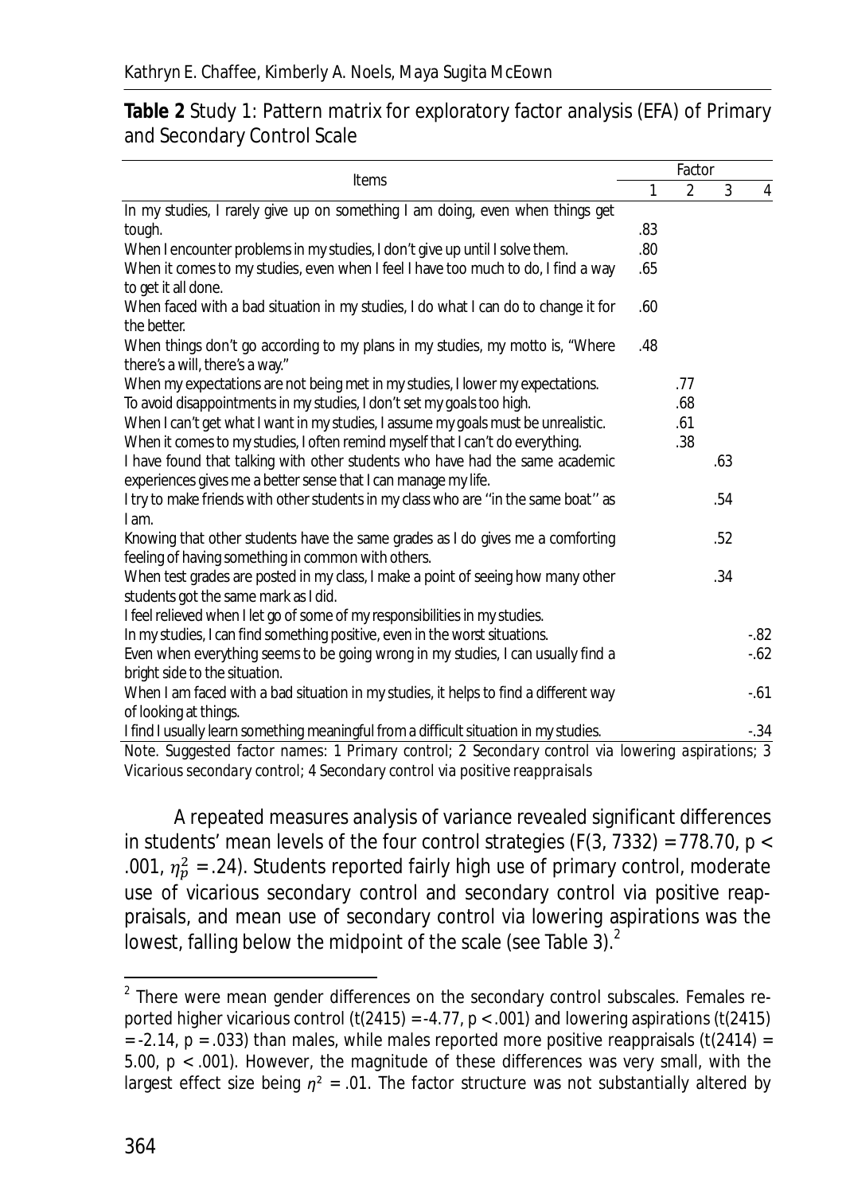**Table 2** Study 1: Pattern matrix for exploratory factor analysis (EFA) of Primary and Secondary Control Scale

| Items | Factor 1 | Factor 2 | Factor 3 | Factor 4 |
|---|---|---|---|---|
| In my studies, I rarely give up on something I am doing, even when things get tough. | .83 | | | |
| When I encounter problems in my studies, I don't give up until I solve them. | .80 | | | |
| When it comes to my studies, even when I feel I have too much to do, I find a way to get it all done. | .65 | | | |
| When faced with a bad situation in my studies, I do what I can do to change it for the better. | .60 | | | |
| When things don't go according to my plans in my studies, my motto is, "Where there's a will, there's a way." | .48 | | | |
| When my expectations are not being met in my studies, I lower my expectations. | | .77 | | |
| To avoid disappointments in my studies, I don't set my goals too high. | | .68 | | |
| When I can't get what I want in my studies, I assume my goals must be unrealistic. | | .61 | | |
| When it comes to my studies, I often remind myself that I can't do everything. | | .38 | | |
| I have found that talking with other students who have had the same academic experiences gives me a better sense that I can manage my life. | | | .63 | |
| I try to make friends with other students in my class who are "in the same boat" as I am. | | | .54 | |
| Knowing that other students have the same grades as I do gives me a comforting feeling of having something in common with others. | | | .52 | |
| When test grades are posted in my class, I make a point of seeing how many other students got the same mark as I did. | | | .34 | |
| I feel relieved when I let go of some of my responsibilities in my studies. | | | | |
| In my studies, I can find something positive, even in the worst situations. | | | | -.82 |
| Even when everything seems to be going wrong in my studies, I can usually find a bright side to the situation. | | | | -.62 |
| When I am faced with a bad situation in my studies, it helps to find a different way of looking at things. | | | | -.61 |
| I find I usually learn something meaningful from a difficult situation in my studies. | | | | -.34 |

*Note.* Suggested factor names: 1 *Primary control*; 2 *Secondary control via lowering aspirations*; 3 *Vicarious secondary control*; 4 *Secondary control via positive reappraisals*

A repeated measures analysis of variance revealed significant differences in students' mean levels of the four control strategies ($F(3, 7332) = 778.70$, $p < .001$, $\eta_p^2 = .24$). Students reported fairly high use of primary control, moderate use of vicarious secondary control and secondary control via positive reappraisals, and mean use of secondary control via lowering aspirations was the lowest, falling below the midpoint of the scale (see Table 3).[2]

[2] There were mean gender differences on the secondary control subscales. Females reported higher vicarious control ($t(2415) = -4.77$, $p < .001$) and lowering aspirations ($t(2415) = -2.14$, $p = .033$) than males, while males reported more positive reappraisals ($t(2414) = 5.00$, $p < .001$). However, the magnitude of these differences was very small, with the largest effect size being $\eta^2 = .01$. The factor structure was not substantially altered by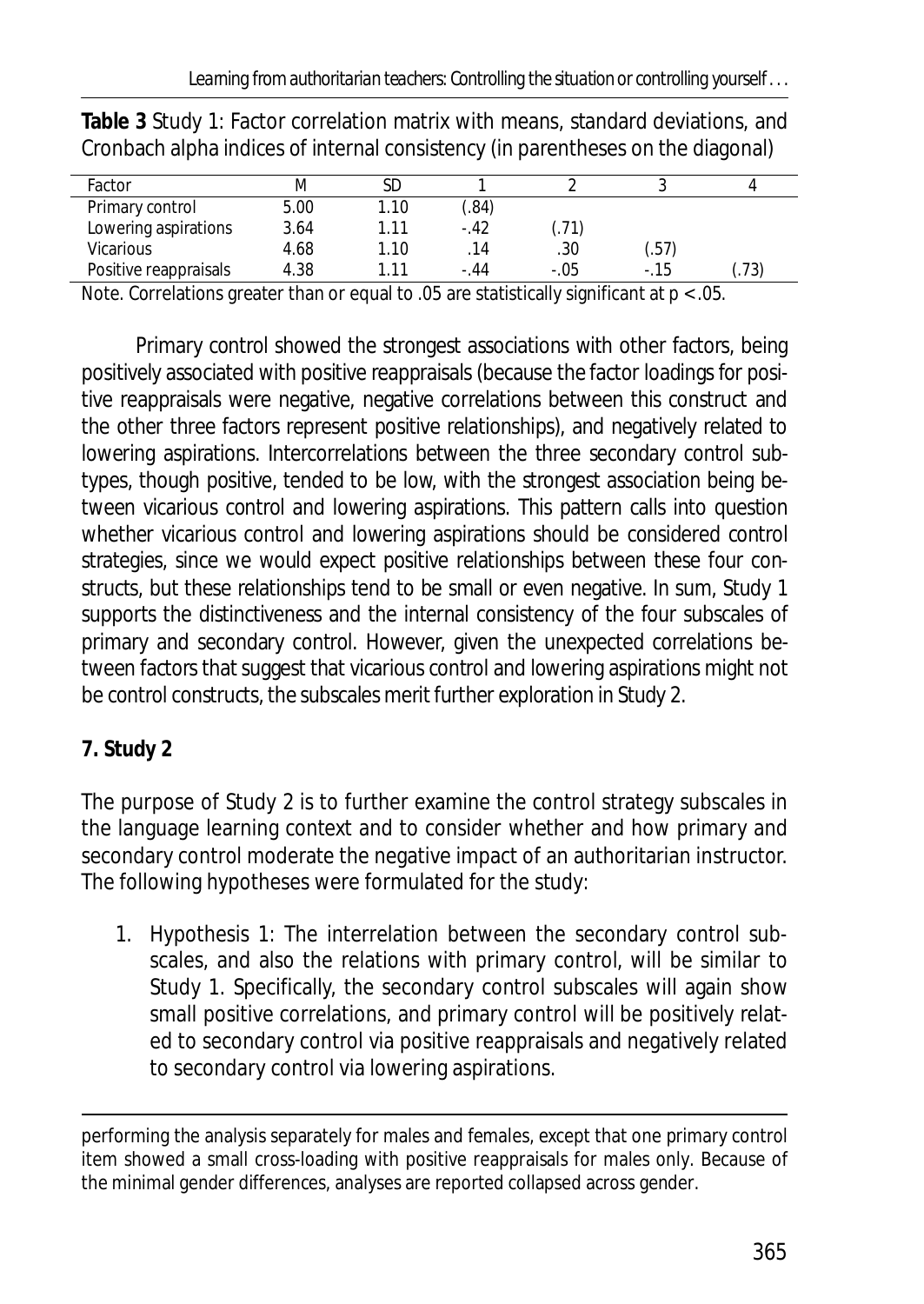**Table 3** Study 1: Factor correlation matrix with means, standard deviations, and Cronbach alpha indices of internal consistency (in parentheses on the diagonal)

| Factor | M | SD | 1 | 2 | 3 | 4 |
|---|---|---|---|---|---|---|
| Primary control | 5.00 | 1.10 | (.84) | | | |
| Lowering aspirations | 3.64 | 1.11 | -.42 | (.71) | | |
| Vicarious | 4.68 | 1.10 | .14 | .30 | (.57) | |
| Positive reappraisals | 4.38 | 1.11 | -.44 | -.05 | -.15 | (.73) |

*Note.* Correlations greater than or equal to .05 are statistically significant at $p < .05$.

Primary control showed the strongest associations with other factors, being positively associated with positive reappraisals (because the factor loadings for positive reappraisals were negative, negative correlations between this construct and the other three factors represent positive relationships), and negatively related to lowering aspirations. Intercorrelations between the three secondary control subtypes, though positive, tended to be low, with the strongest association being between vicarious control and lowering aspirations. This pattern calls into question whether vicarious control and lowering aspirations should be considered control strategies, since we would expect positive relationships between these four constructs, but these relationships tend to be small or even negative. In sum, Study 1 supports the distinctiveness and the internal consistency of the four subscales of primary and secondary control. However, given the unexpected correlations between factors that suggest that vicarious control and lowering aspirations might not be control constructs, the subscales merit further exploration in Study 2.

## 7. Study 2

The purpose of Study 2 is to further examine the control strategy subscales in the language learning context and to consider whether and how primary and secondary control moderate the negative impact of an authoritarian instructor. The following hypotheses were formulated for the study:

1. Hypothesis 1: The interrelation between the secondary control subscales, and also the relations with primary control, will be similar to Study 1. Specifically, the secondary control subscales will again show small positive correlations, and primary control will be positively related to secondary control via positive reappraisals and negatively related to secondary control via lowering aspirations.

performing the analysis separately for males and females, except that one primary control item showed a small cross-loading with positive reappraisals for males only. Because of the minimal gender differences, analyses are reported collapsed across gender.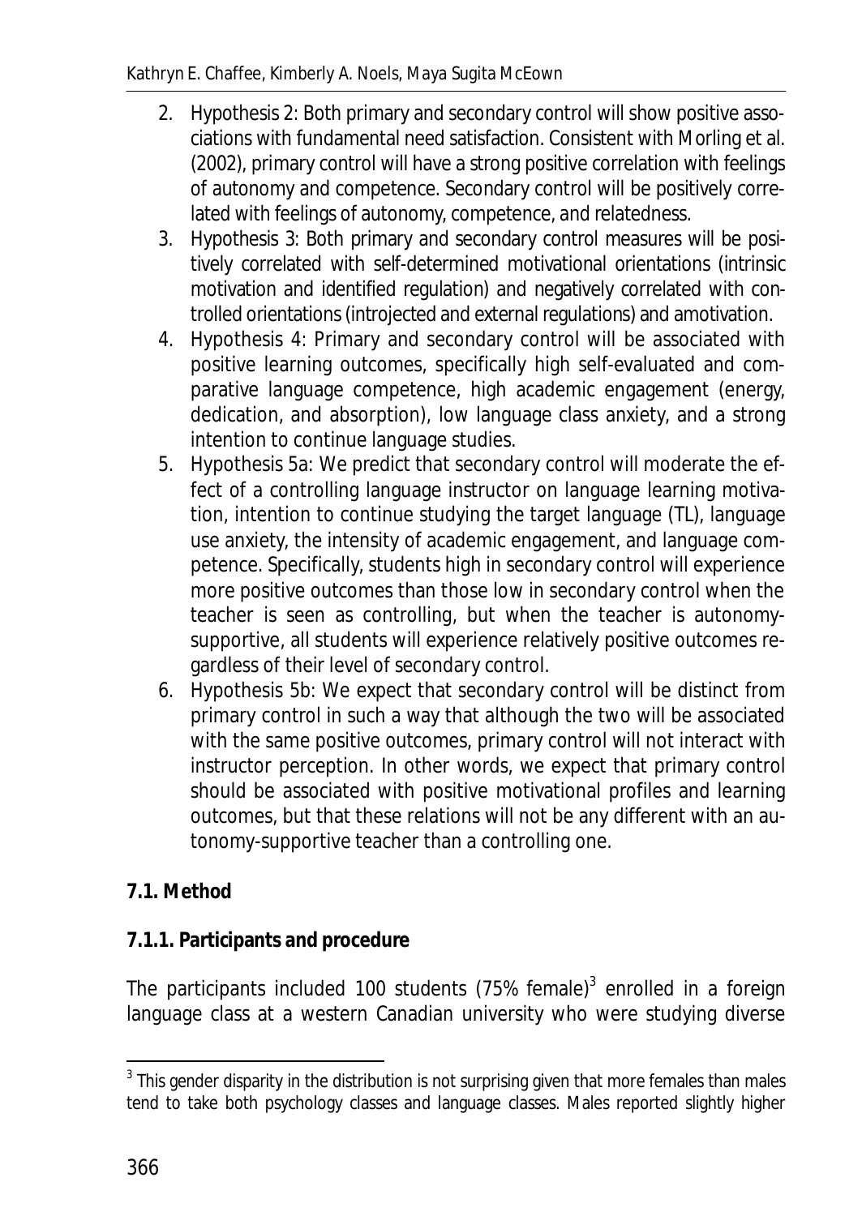2. Hypothesis 2: Both primary and secondary control will show positive associations with fundamental need satisfaction. Consistent with Morling et al. (2002), primary control will have a strong positive correlation with feelings of autonomy and competence. Secondary control will be positively correlated with feelings of autonomy, competence, and relatedness.
3. Hypothesis 3: Both primary and secondary control measures will be positively correlated with self-determined motivational orientations (intrinsic motivation and identified regulation) and negatively correlated with controlled orientations (introjected and external regulations) and amotivation.
4. Hypothesis 4: Primary and secondary control will be associated with positive learning outcomes, specifically high self-evaluated and comparative language competence, high academic engagement (energy, dedication, and absorption), low language class anxiety, and a strong intention to continue language studies.
5. Hypothesis 5a: We predict that secondary control will moderate the effect of a controlling language instructor on language learning motivation, intention to continue studying the target language (TL), language use anxiety, the intensity of academic engagement, and language competence. Specifically, students high in secondary control will experience more positive outcomes than those low in secondary control when the teacher is seen as controlling, but when the teacher is autonomy-supportive, all students will experience relatively positive outcomes regardless of their level of secondary control.
6. Hypothesis 5b: We expect that secondary control will be distinct from primary control in such a way that although the two will be associated with the same positive outcomes, primary control will not interact with instructor perception. In other words, we expect that primary control should be associated with positive motivational profiles and learning outcomes, but that these relations will not be any different with an autonomy-supportive teacher than a controlling one.

### 7.1. Method

#### 7.1.1. Participants and procedure

The participants included 100 students (75% female)[3] enrolled in a foreign language class at a western Canadian university who were studying diverse

[3] This gender disparity in the distribution is not surprising given that more females than males tend to take both psychology classes and language classes. Males reported slightly higher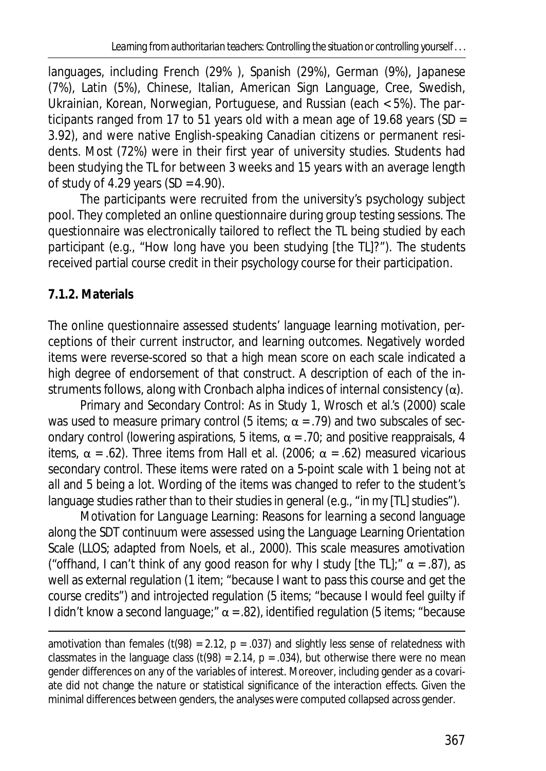languages, including French (29% ), Spanish (29%), German (9%), Japanese (7%), Latin (5%), Chinese, Italian, American Sign Language, Cree, Swedish, Ukrainian, Korean, Norwegian, Portuguese, and Russian (each < 5%). The participants ranged from 17 to 51 years old with a mean age of 19.68 years (*SD* = 3.92), and were native English-speaking Canadian citizens or permanent residents. Most (72%) were in their first year of university studies. Students had been studying the TL for between 3 weeks and 15 years with an average length of study of 4.29 years (*SD* = 4.90).

The participants were recruited from the university's psychology subject pool. They completed an online questionnaire during group testing sessions. The questionnaire was electronically tailored to reflect the TL being studied by each participant (e.g., "How long have you been studying [the TL]?"). The students received partial course credit in their psychology course for their participation.

### 7.1.2. Materials

The online questionnaire assessed students' language learning motivation, perceptions of their current instructor, and learning outcomes. Negatively worded items were reverse-scored so that a high mean score on each scale indicated a high degree of endorsement of that construct. A description of each of the instruments follows, along with Cronbach alpha indices of internal consistency ($\alpha$).

*Primary and Secondary Control:* As in Study 1, Wrosch et al.'s (2000) scale was used to measure primary control (5 items; $\alpha$ = .79) and two subscales of secondary control (lowering aspirations, 5 items, $\alpha$ = .70; and positive reappraisals, 4 items, $\alpha$ = .62). Three items from Hall et al. (2006; $\alpha$ = .62) measured vicarious secondary control. These items were rated on a 5-point scale with 1 being *not at all* and 5 being *a lot*. Wording of the items was changed to refer to the student's language studies rather than to their studies in general (e.g., "in my [TL] studies").

*Motivation for Language Learning:* Reasons for learning a second language along the SDT continuum were assessed using the Language Learning Orientation Scale (LLOS; adapted from Noels, et al., 2000). This scale measures amotivation ("offhand, I can't think of any good reason for why I study [the TL];" $\alpha$ = .87), as well as external regulation (1 item; "because I want to pass this course and get the course credits") and introjected regulation (5 items; "because I would feel guilty if I didn't know a second language;" $\alpha$ = .82), identified regulation (5 items; "because

---

amotivation than females ($t(98) = 2.12$, $p = .037$) and slightly less sense of relatedness with classmates in the language class ($t(98) = 2.14$, $p = .034$), but otherwise there were no mean gender differences on any of the variables of interest. Moreover, including gender as a covariate did not change the nature or statistical significance of the interaction effects. Given the minimal differences between genders, the analyses were computed collapsed across gender.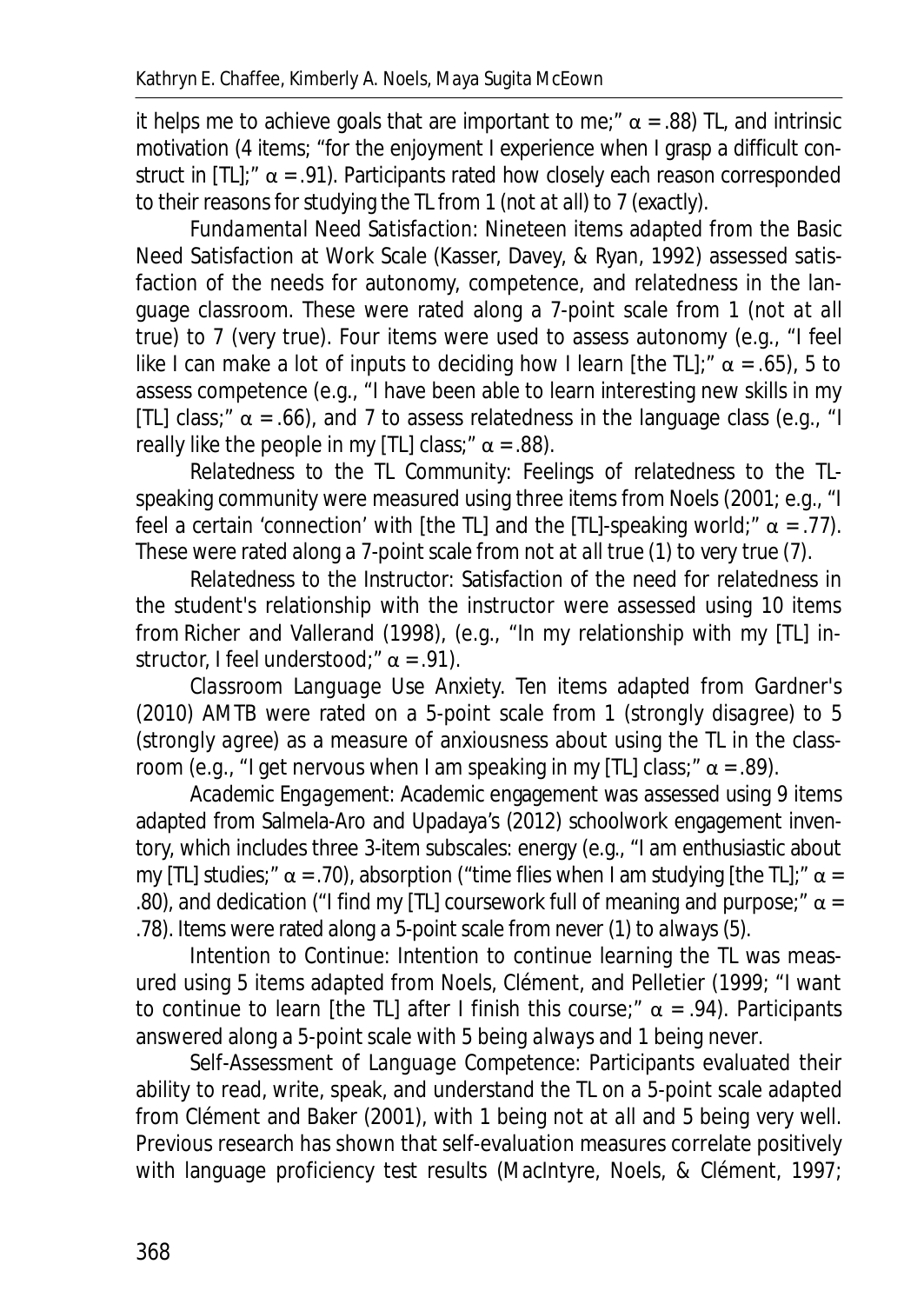it helps me to achieve goals that are important to me;" $\alpha = .88$) TL, and intrinsic motivation (4 items; "for the enjoyment I experience when I grasp a difficult construct in [TL];" $\alpha = .91$). Participants rated how closely each reason corresponded to their reasons for studying the TL from 1 (*not at all*) to 7 (*exactly*).

*Fundamental Need Satisfaction*: Nineteen items adapted from the Basic Need Satisfaction at Work Scale (Kasser, Davey, & Ryan, 1992) assessed satisfaction of the needs for autonomy, competence, and relatedness in the language classroom. These were rated along a 7-point scale from 1 (*not at all true*) to 7 (*very true*). Four items were used to assess autonomy (e.g., "I feel like I can make a lot of inputs to deciding how I learn [the TL];" $\alpha = .65$), 5 to assess competence (e.g., "I have been able to learn interesting new skills in my [TL] class;" $\alpha = .66$), and 7 to assess relatedness in the language class (e.g., "I really like the people in my [TL] class;" $\alpha = .88$).

*Relatedness to the TL Community*: Feelings of relatedness to the TL-speaking community were measured using three items from Noels (2001; e.g., "I feel a certain 'connection' with [the TL] and the [TL]-speaking world;" $\alpha = .77$). These were rated along a 7-point scale from *not at all true* (1) to *very true* (7).

*Relatedness to the Instructor*: Satisfaction of the need for relatedness in the student's relationship with the instructor were assessed using 10 items from Richer and Vallerand (1998), (e.g., "In my relationship with my [TL] instructor, I feel understood;" $\alpha = .91$).

*Classroom Language Use Anxiety*. Ten items adapted from Gardner's (2010) AMTB were rated on a 5-point scale from 1 (*strongly disagree*) to 5 (*strongly agree*) as a measure of anxiousness about using the TL in the classroom (e.g., "I get nervous when I am speaking in my [TL] class;" $\alpha = .89$).

*Academic Engagement*: Academic engagement was assessed using 9 items adapted from Salmela-Aro and Upadaya's (2012) schoolwork engagement inventory, which includes three 3-item subscales: energy (e.g., "I am enthusiastic about my [TL] studies;" $\alpha = .70$), absorption ("time flies when I am studying [the TL];" $\alpha = .80$), and dedication ("I find my [TL] coursework full of meaning and purpose;" $\alpha = .78$). Items were rated along a 5-point scale from *never* (1) to *always* (5).

*Intention to Continue*: Intention to continue learning the TL was measured using 5 items adapted from Noels, Clément, and Pelletier (1999; "I want to continue to learn [the TL] after I finish this course;" $\alpha = .94$). Participants answered along a 5-point scale with 5 being *always* and 1 being *never*.

*Self-Assessment of Language Competence*: Participants evaluated their ability to read, write, speak, and understand the TL on a 5-point scale adapted from Clément and Baker (2001), with 1 being *not at all* and 5 being *very well*. Previous research has shown that self-evaluation measures correlate positively with language proficiency test results (MacIntyre, Noels, & Clément, 1997;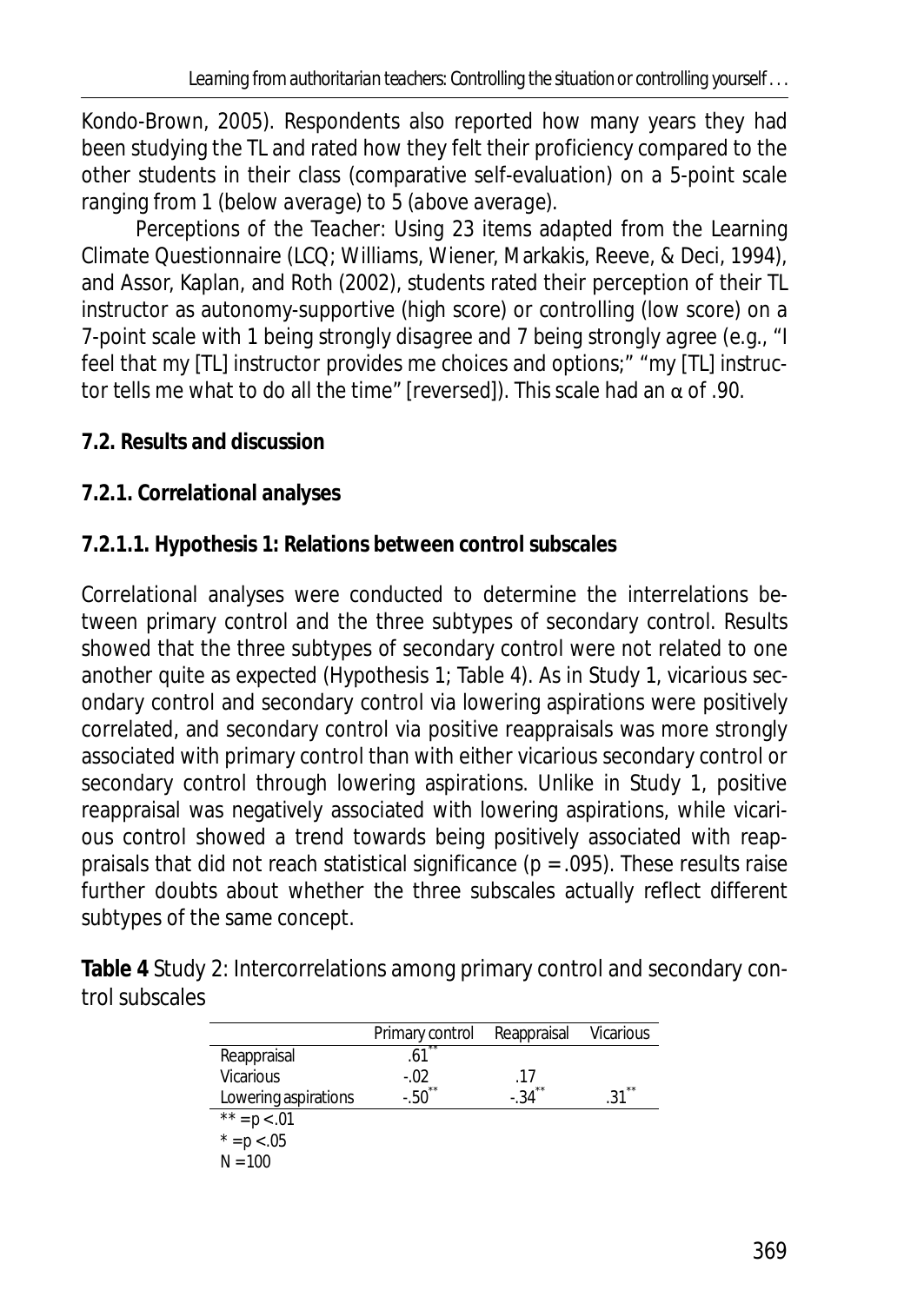Kondo-Brown, 2005). Respondents also reported how many years they had been studying the TL and rated how they felt their proficiency compared to the other students in their class (comparative self-evaluation) on a 5-point scale ranging from 1 (*below average*) to 5 (*above average*).

*Perceptions of the Teacher:* Using 23 items adapted from the Learning Climate Questionnaire (LCQ; Williams, Wiener, Markakis, Reeve, & Deci, 1994), and Assor, Kaplan, and Roth (2002), students rated their perception of their TL instructor as autonomy-supportive (high score) or controlling (low score) on a 7-point scale with 1 being strongly disagree and 7 being strongly agree (e.g., "I feel that my [TL] instructor provides me choices and options;" "my [TL] instructor tells me what to do all the time" [reversed]). This scale had an $\alpha$ of .90.

**7.2. Results and discussion**

**7.2.1. Correlational analyses**

**7.2.1.1. Hypothesis 1: Relations between control subscales**

Correlational analyses were conducted to determine the interrelations between primary control and the three subtypes of secondary control. Results showed that the three subtypes of secondary control were not related to one another quite as expected (Hypothesis 1; Table 4). As in Study 1, vicarious secondary control and secondary control via lowering aspirations were positively correlated, and secondary control via positive reappraisals was more strongly associated with primary control than with either vicarious secondary control or secondary control through lowering aspirations. Unlike in Study 1, positive reappraisal was negatively associated with lowering aspirations, while vicarious control showed a trend towards being positively associated with reappraisals that did not reach statistical significance ($p = .095$). These results raise further doubts about whether the three subscales actually reflect different subtypes of the same concept.

**Table 4** Study 2: Intercorrelations among primary control and secondary control subscales

| | Primary control | Reappraisal | Vicarious |
|---|---|---|---|
| Reappraisal | .61** | | |
| Vicarious | -.02 | .17 | |
| Lowering aspirations | -.50** | -.34** | .31** |

** = $p < .01$

* = $p < .05$

$N = 100$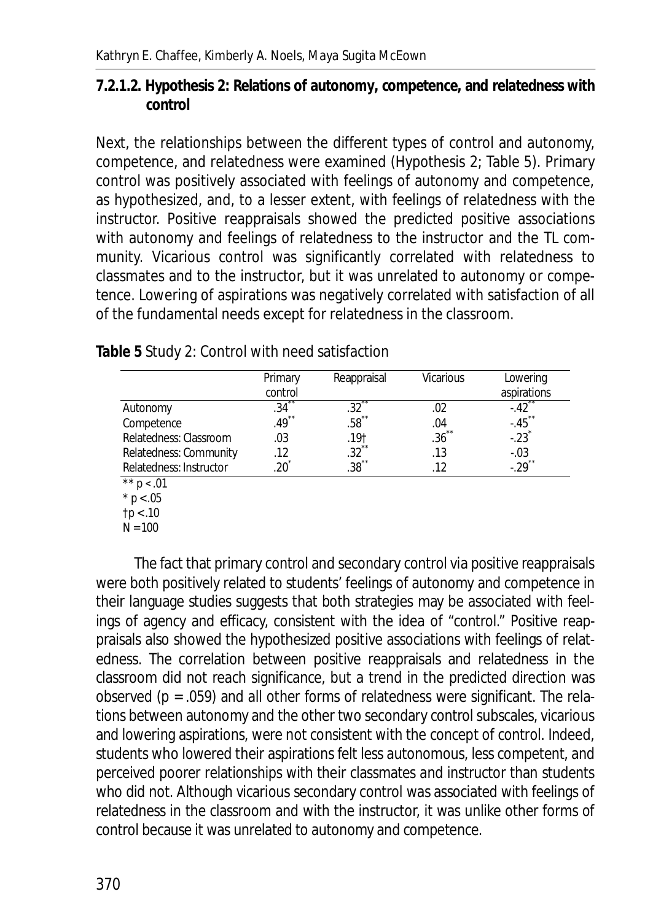**7.2.1.2. Hypothesis 2: Relations of autonomy, competence, and relatedness with control**

Next, the relationships between the different types of control and autonomy, competence, and relatedness were examined (Hypothesis 2; Table 5). Primary control was positively associated with feelings of autonomy and competence, as hypothesized, and, to a lesser extent, with feelings of relatedness with the instructor. Positive reappraisals showed the predicted positive associations with autonomy and feelings of relatedness to the instructor and the TL community. Vicarious control was significantly correlated with relatedness to classmates and to the instructor, but it was unrelated to autonomy or competence. Lowering of aspirations was negatively correlated with satisfaction of all of the fundamental needs except for relatedness in the classroom.

**Table 5** Study 2: Control with need satisfaction

| | Primary control | Reappraisal | Vicarious | Lowering aspirations |
|---|---|---|---|---|
| Autonomy | .34** | .32** | .02 | -.42** |
| Competence | .49** | .58** | .04 | -.45** |
| Relatedness: Classroom | .03 | .19† | .36** | -.23* |
| Relatedness: Community | .12 | .32** | .13 | -.03 |
| Relatedness: Instructor | .20* | .38** | .12 | -.29** |

** $p < .01$
* $p < .05$
† $p < .10$
$N = 100$

The fact that primary control and secondary control via positive reappraisals were both positively related to students' feelings of autonomy and competence in their language studies suggests that both strategies may be associated with feelings of agency and efficacy, consistent with the idea of "control." Positive reappraisals also showed the hypothesized positive associations with feelings of relatedness. The correlation between positive reappraisals and relatedness in the classroom did not reach significance, but a trend in the predicted direction was observed ($p = .059$) and all other forms of relatedness were significant. The relations between autonomy and the other two secondary control subscales, vicarious and lowering aspirations, were not consistent with the concept of control. Indeed, students who lowered their aspirations felt less autonomous, less competent, and perceived poorer relationships with their classmates and instructor than students who did not. Although vicarious secondary control was associated with feelings of relatedness in the classroom and with the instructor, it was unlike other forms of control because it was unrelated to autonomy and competence.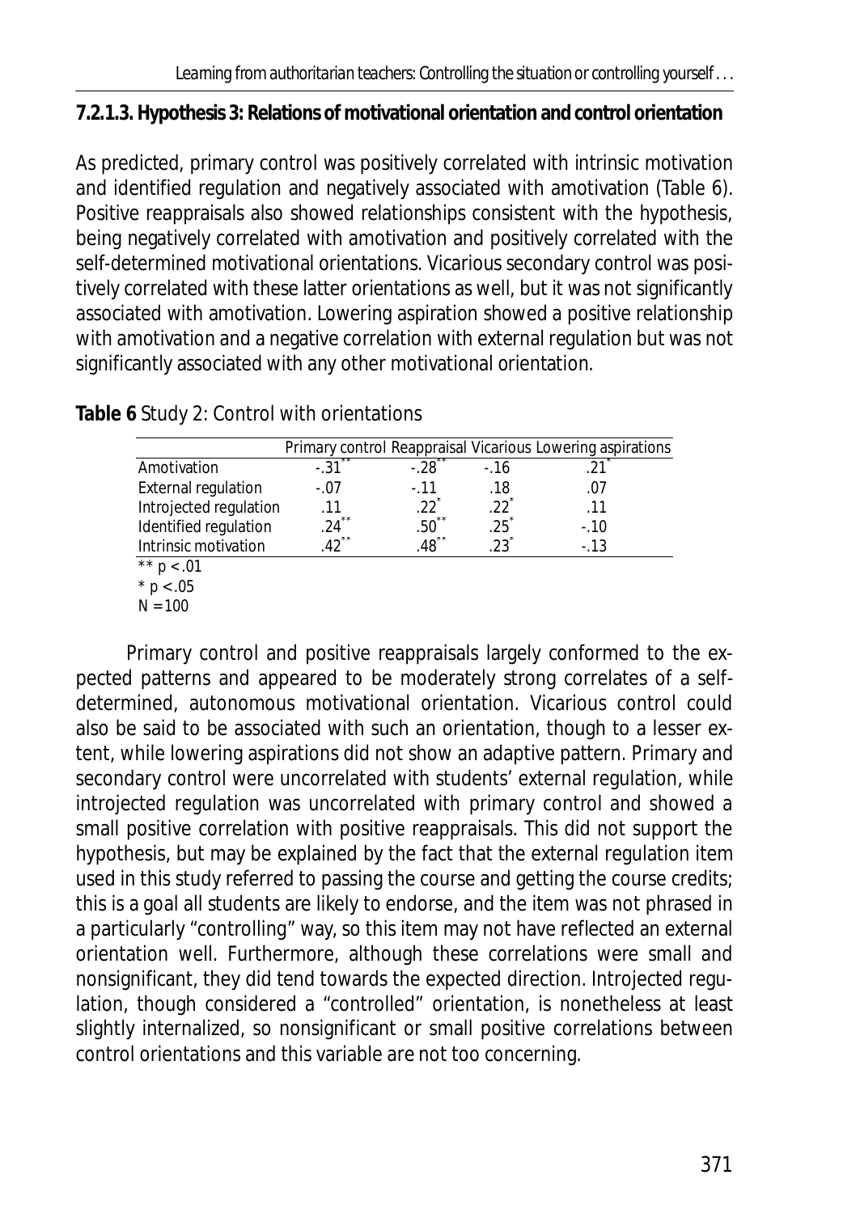#### 7.2.1.3. Hypothesis 3: Relations of motivational orientation and control orientation

As predicted, primary control was positively correlated with intrinsic motivation and identified regulation and negatively associated with amotivation (Table 6). Positive reappraisals also showed relationships consistent with the hypothesis, being negatively correlated with amotivation and positively correlated with the self-determined motivational orientations. Vicarious secondary control was positively correlated with these latter orientations as well, but it was not significantly associated with amotivation. Lowering aspiration showed a positive relationship with amotivation and a negative correlation with external regulation but was not significantly associated with any other motivational orientation.

**Table 6** Study 2: Control with orientations

| | Primary control | Reappraisal | Vicarious | Lowering aspirations |
|---|---|---|---|---|
| Amotivation | -.31** | -.28** | -.16 | .21* |
| External regulation | -.07 | -.11 | .18 | .07 |
| Introjected regulation | .11 | .22* | .22* | .11 |
| Identified regulation | .24** | .50** | .25* | -.10 |
| Intrinsic motivation | .42** | .48** | .23* | -.13 |

** $p < .01$
* $p < .05$
$N = 100$

Primary control and positive reappraisals largely conformed to the expected patterns and appeared to be moderately strong correlates of a self-determined, autonomous motivational orientation. Vicarious control could also be said to be associated with such an orientation, though to a lesser extent, while lowering aspirations did not show an adaptive pattern. Primary and secondary control were uncorrelated with students' external regulation, while introjected regulation was uncorrelated with primary control and showed a small positive correlation with positive reappraisals. This did not support the hypothesis, but may be explained by the fact that the external regulation item used in this study referred to passing the course and getting the course credits; this is a goal all students are likely to endorse, and the item was not phrased in a particularly "controlling" way, so this item may not have reflected an external orientation well. Furthermore, although these correlations were small and nonsignificant, they did tend towards the expected direction. Introjected regulation, though considered a "controlled" orientation, is nonetheless at least slightly internalized, so nonsignificant or small positive correlations between control orientations and this variable are not too concerning.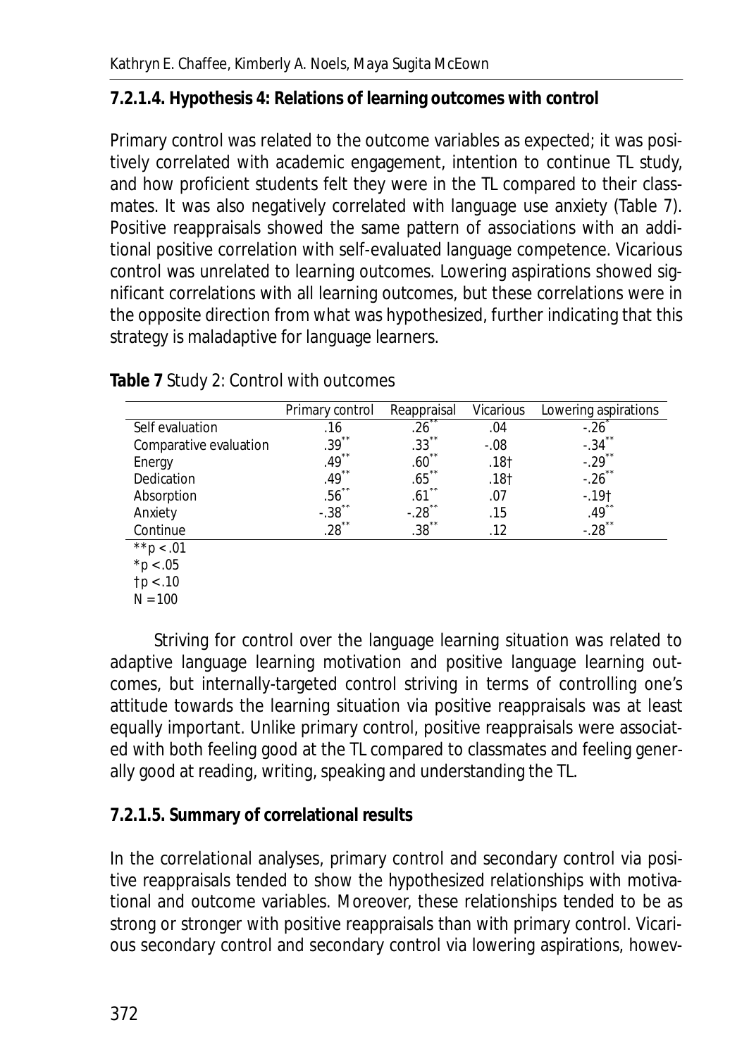**7.2.1.4. Hypothesis 4: Relations of learning outcomes with control**

Primary control was related to the outcome variables as expected; it was positively correlated with academic engagement, intention to continue TL study, and how proficient students felt they were in the TL compared to their classmates. It was also negatively correlated with language use anxiety (Table 7). Positive reappraisals showed the same pattern of associations with an additional positive correlation with self-evaluated language competence. Vicarious control was unrelated to learning outcomes. Lowering aspirations showed significant correlations with all learning outcomes, but these correlations were in the opposite direction from what was hypothesized, further indicating that this strategy is maladaptive for language learners.

**Table 7** Study 2: Control with outcomes

| | Primary control | Reappraisal | Vicarious | Lowering aspirations |
|---|---|---|---|---|
| Self evaluation | .16 | .26** | .04 | -.26* |
| Comparative evaluation | .39** | .33** | -.08 | -.34** |
| Energy | .49** | .60** | .18† | -.29** |
| Dedication | .49** | .65** | .18† | -.26** |
| Absorption | .56** | .61** | .07 | -.19† |
| Anxiety | -.38** | -.28** | .15 | .49** |
| Continue | .28** | .38** | .12 | -.28** |

** $p < .01$
* $p < .05$
† $p < .10$
$N = 100$

Striving for control over the language learning situation was related to adaptive language learning motivation and positive language learning outcomes, but internally-targeted control striving in terms of controlling one's attitude towards the learning situation via positive reappraisals was at least equally important. Unlike primary control, positive reappraisals were associated with both feeling good at the TL compared to classmates and feeling generally good at reading, writing, speaking and understanding the TL.

**7.2.1.5. Summary of correlational results**

In the correlational analyses, primary control and secondary control via positive reappraisals tended to show the hypothesized relationships with motivational and outcome variables. Moreover, these relationships tended to be as strong or stronger with positive reappraisals than with primary control. Vicarious secondary control and secondary control via lowering aspirations, howev-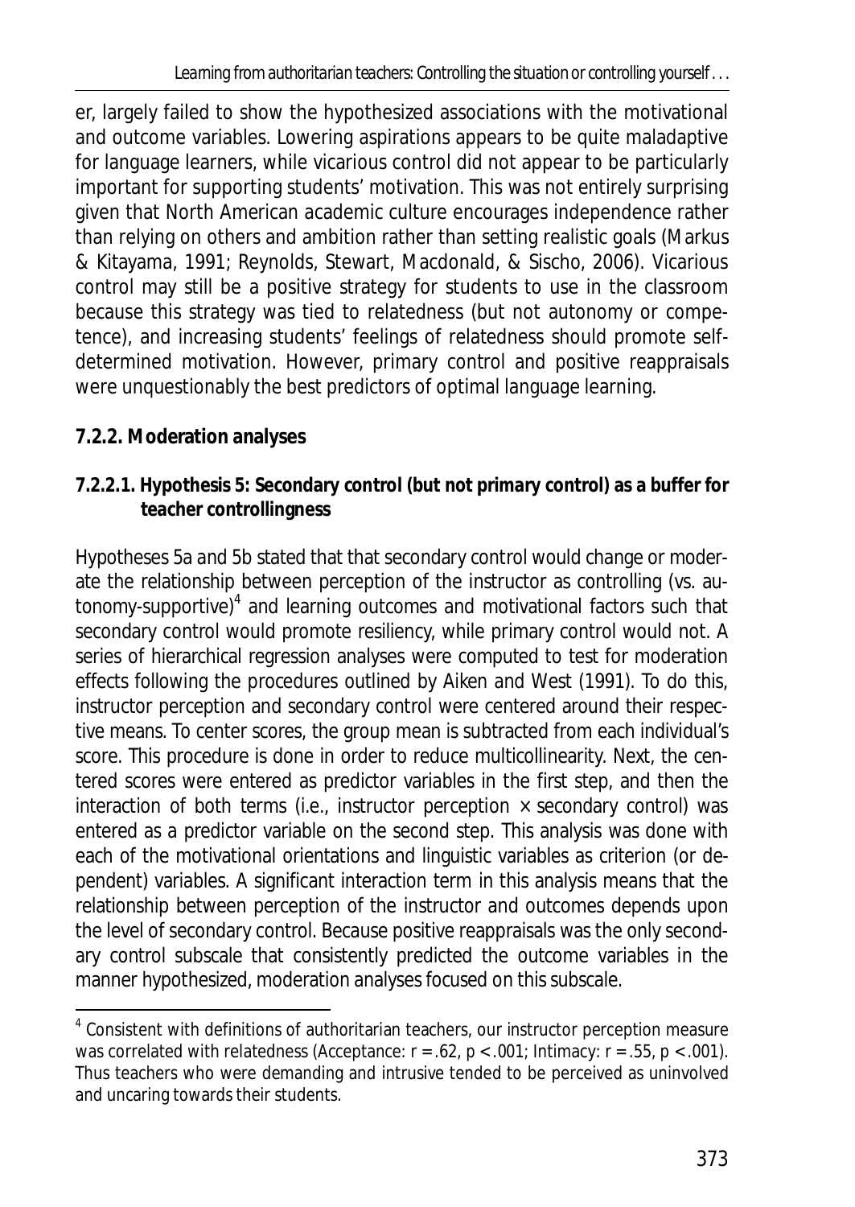er, largely failed to show the hypothesized associations with the motivational and outcome variables. Lowering aspirations appears to be quite maladaptive for language learners, while vicarious control did not appear to be particularly important for supporting students' motivation. This was not entirely surprising given that North American academic culture encourages independence rather than relying on others and ambition rather than setting realistic goals (Markus & Kitayama, 1991; Reynolds, Stewart, Macdonald, & Sischo, 2006). Vicarious control may still be a positive strategy for students to use in the classroom because this strategy was tied to relatedness (but not autonomy or competence), and increasing students' feelings of relatedness should promote self-determined motivation. However, primary control and positive reappraisals were unquestionably the best predictors of optimal language learning.

### 7.2.2. Moderation analyses

#### 7.2.2.1. Hypothesis 5: Secondary control (but not primary control) as a buffer for teacher controllingness

Hypotheses 5a and 5b stated that that secondary control would change or moderate the relationship between perception of the instructor as controlling (vs. autonomy-supportive)[4] and learning outcomes and motivational factors such that secondary control would promote resiliency, while primary control would not. A series of hierarchical regression analyses were computed to test for moderation effects following the procedures outlined by Aiken and West (1991). To do this, instructor perception and secondary control were centered around their respective means. To center scores, the group mean is subtracted from each individual's score. This procedure is done in order to reduce multicollinearity. Next, the centered scores were entered as predictor variables in the first step, and then the interaction of both terms (i.e., instructor perception × secondary control) was entered as a predictor variable on the second step. This analysis was done with each of the motivational orientations and linguistic variables as criterion (or dependent) variables. A significant interaction term in this analysis means that the relationship between perception of the instructor and outcomes depends upon the level of secondary control. Because positive reappraisals was the only secondary control subscale that consistently predicted the outcome variables in the manner hypothesized, moderation analyses focused on this subscale.

[4] Consistent with definitions of authoritarian teachers, our instructor perception measure was correlated with relatedness (Acceptance: $r = .62$, $p < .001$; Intimacy: $r = .55$, $p < .001$). Thus teachers who were demanding and intrusive tended to be perceived as uninvolved and uncaring towards their students.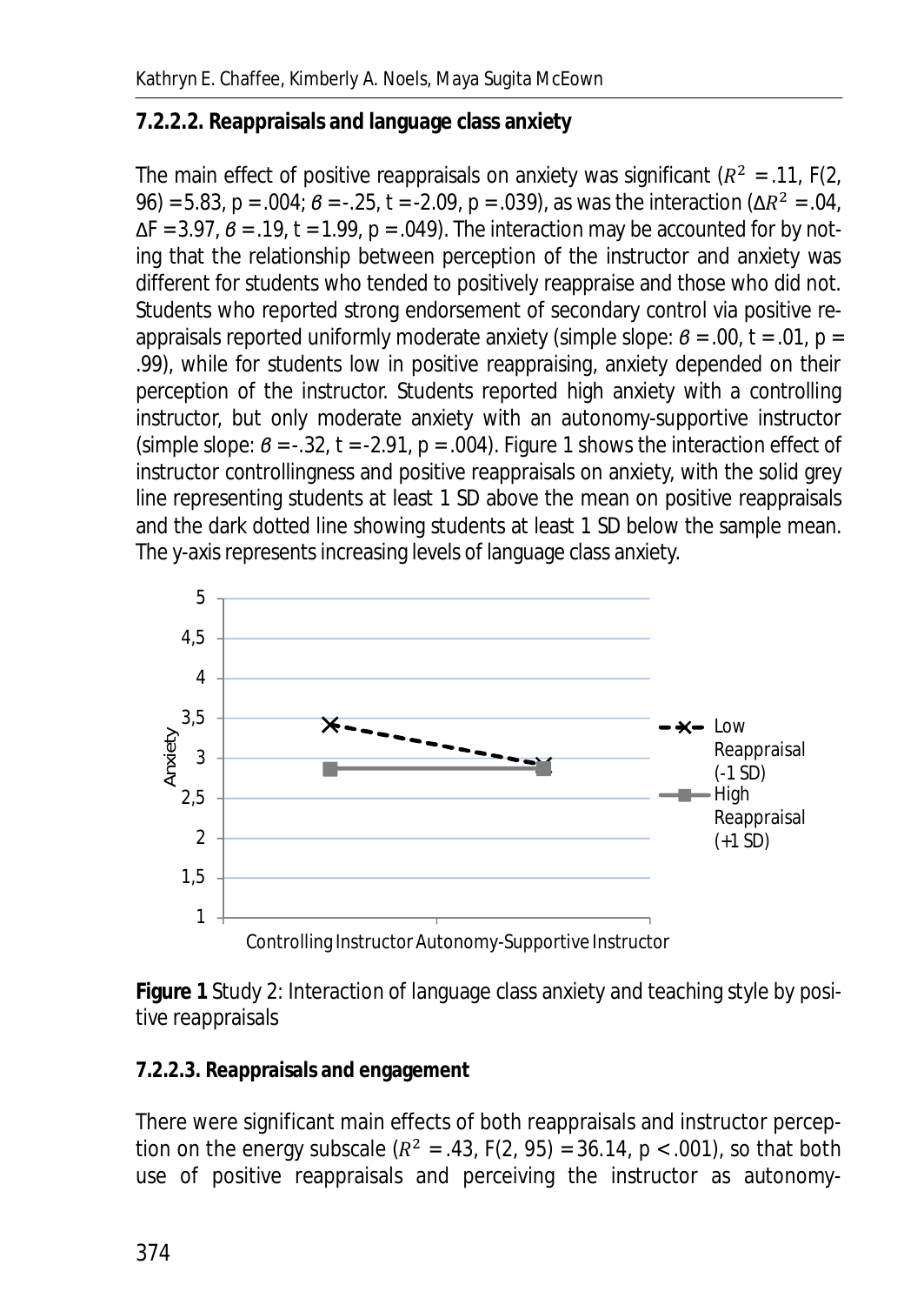#### 7.2.2.2. Reappraisals and language class anxiety

The main effect of positive reappraisals on anxiety was significant ($R^2$ = .11, F(2, 96) = 5.83, p = .004; $\beta$ = -.25, t = -2.09, p = .039), as was the interaction ($\Delta R^2$ = .04, $\Delta$F = 3.97, $\beta$ = .19, t = 1.99, p = .049). The interaction may be accounted for by noting that the relationship between perception of the instructor and anxiety was different for students who tended to positively reappraise and those who did not. Students who reported strong endorsement of secondary control via positive reappraisals reported uniformly moderate anxiety (simple slope: $\beta$ = .00, t = .01, p = .99), while for students low in positive reappraising, anxiety depended on their perception of the instructor. Students reported high anxiety with a controlling instructor, but only moderate anxiety with an autonomy-supportive instructor (simple slope: $\beta$ = -.32, t = -2.91, p = .004). Figure 1 shows the interaction effect of instructor controllingness and positive reappraisals on anxiety, with the solid grey line representing students at least 1 SD above the mean on positive reappraisals and the dark dotted line showing students at least 1 SD below the sample mean. The y-axis represents increasing levels of language class anxiety.

**Figure 1** Study 2: Interaction of language class anxiety and teaching style by positive reappraisals

#### 7.2.2.3. Reappraisals and engagement

There were significant main effects of both reappraisals and instructor perception on the energy subscale ($R^2$ = .43, F(2, 95) = 36.14, p < .001), so that both use of positive reappraisals and perceiving the instructor as autonomy-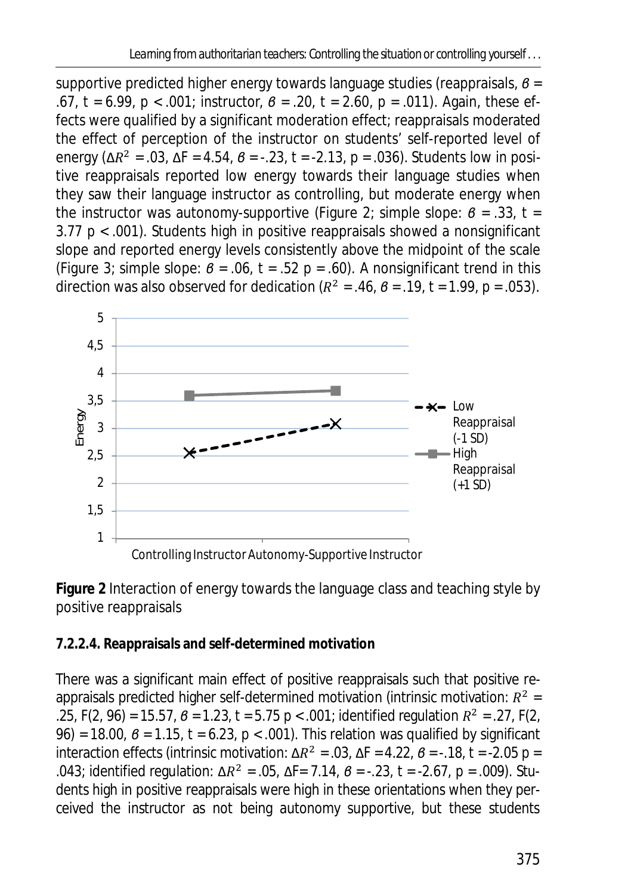supportive predicted higher energy towards language studies (reappraisals, $\beta$ = .67, t = 6.99, p < .001; instructor, $\beta$ = .20, t = 2.60, p = .011). Again, these effects were qualified by a significant moderation effect; reappraisals moderated the effect of perception of the instructor on students' self-reported level of energy ($\Delta R^2$ = .03, $\Delta F$ = 4.54, $\beta$ = -.23, t = -2.13, p = .036). Students low in positive reappraisals reported low energy towards their language studies when they saw their language instructor as controlling, but moderate energy when the instructor was autonomy-supportive (Figure 2; simple slope: $\beta$ = .33, t = 3.77 p < .001). Students high in positive reappraisals showed a nonsignificant slope and reported energy levels consistently above the midpoint of the scale (Figure 3; simple slope: $\beta$ = .06, t = .52 p = .60). A nonsignificant trend in this direction was also observed for dedication ($R^2$ = .46, $\beta$ = .19, t = 1.99, p = .053).

**Figure 2** Interaction of energy towards the language class and teaching style by positive reappraisals

#### 7.2.2.4. Reappraisals and self-determined motivation

There was a significant main effect of positive reappraisals such that positive reappraisals predicted higher self-determined motivation (intrinsic motivation: $R^2$ = .25, $F(2, 96)$ = 15.57, $\beta$ = 1.23, t = 5.75 p < .001; identified regulation $R^2$ = .27, $F(2, 96)$ = 18.00, $\beta$ = 1.15, t = 6.23, p < .001). This relation was qualified by significant interaction effects (intrinsic motivation: $\Delta R^2$ = .03, $\Delta F$ = 4.22, $\beta$ = -.18, t = -2.05 p = .043; identified regulation: $\Delta R^2$ = .05, $\Delta F$= 7.14, $\beta$ = -.23, t = -2.67, p = .009). Students high in positive reappraisals were high in these orientations when they perceived the instructor as not being autonomy supportive, but these students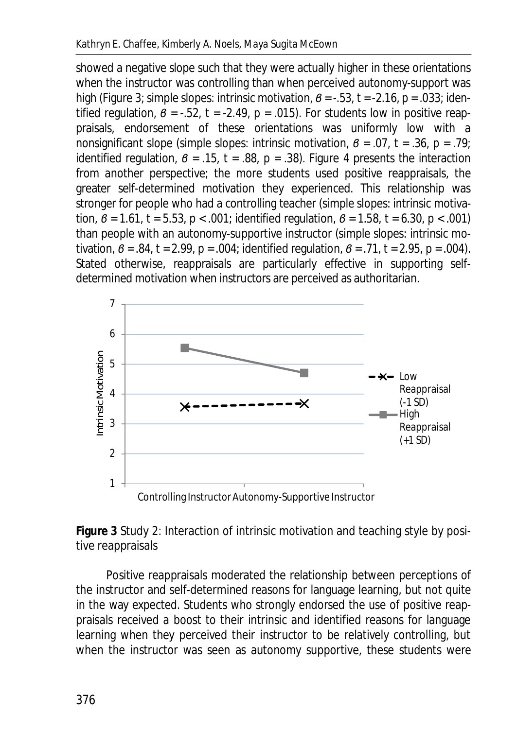showed a negative slope such that they were actually higher in these orientations when the instructor was controlling than when perceived autonomy-support was high (Figure 3; simple slopes: intrinsic motivation, $\beta = -.53$, $t = -2.16$, $p = .033$; identified regulation, $\beta = -.52$, $t = -2.49$, $p = .015$). For students low in positive reappraisals, endorsement of these orientations was uniformly low with a nonsignificant slope (simple slopes: intrinsic motivation, $\beta = .07$, $t = .36$, $p = .79$; identified regulation, $\beta = .15$, $t = .88$, $p = .38$). Figure 4 presents the interaction from another perspective; the more students used positive reappraisals, the greater self-determined motivation they experienced. This relationship was stronger for people who had a controlling teacher (simple slopes: intrinsic motivation, $\beta = 1.61$, $t = 5.53$, $p < .001$; identified regulation, $\beta = 1.58$, $t = 6.30$, $p < .001$) than people with an autonomy-supportive instructor (simple slopes: intrinsic motivation, $\beta = .84$, $t = 2.99$, $p = .004$; identified regulation, $\beta = .71$, $t = 2.95$, $p = .004$). Stated otherwise, reappraisals are particularly effective in supporting self-determined motivation when instructors are perceived as authoritarian.

**Figure 3** Study 2: Interaction of intrinsic motivation and teaching style by positive reappraisals

Positive reappraisals moderated the relationship between perceptions of the instructor and self-determined reasons for language learning, but not quite in the way expected. Students who strongly endorsed the use of positive reappraisals received a boost to their intrinsic and identified reasons for language learning when they perceived their instructor to be relatively controlling, but when the instructor was seen as autonomy supportive, these students were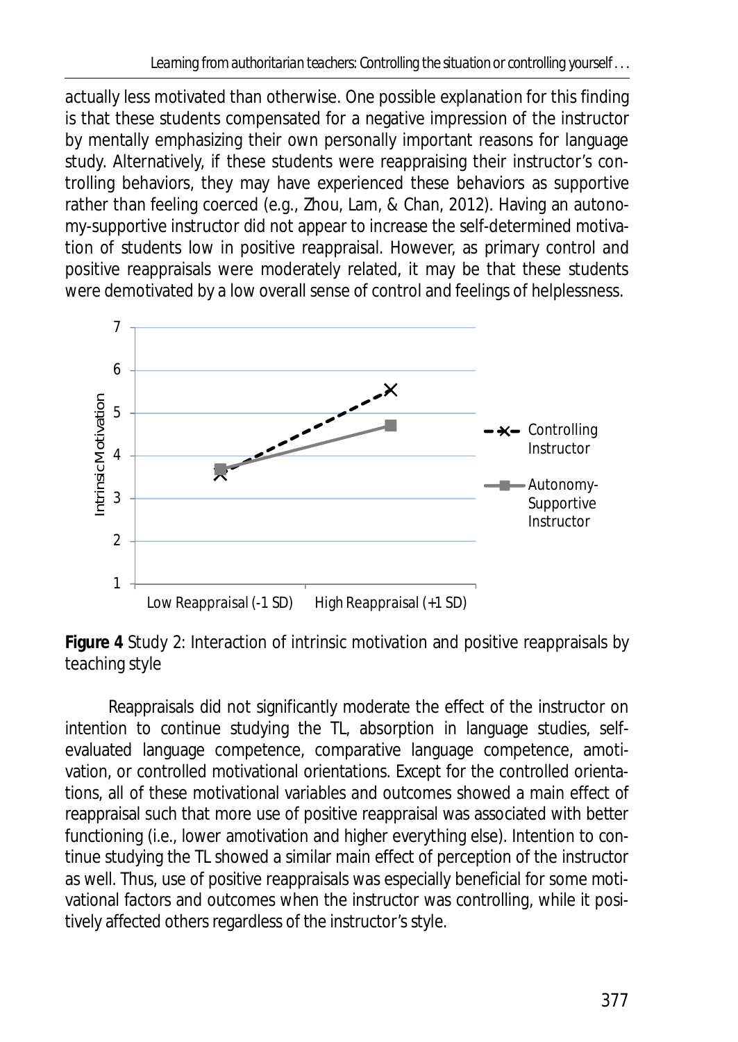actually less motivated than otherwise. One possible explanation for this finding is that these students compensated for a negative impression of the instructor by mentally emphasizing their own personally important reasons for language study. Alternatively, if these students were reappraising their instructor's controlling behaviors, they may have experienced these behaviors as supportive rather than feeling coerced (e.g., Zhou, Lam, & Chan, 2012). Having an autonomy-supportive instructor did not appear to increase the self-determined motivation of students low in positive reappraisal. However, as primary control and positive reappraisals were moderately related, it may be that these students were demotivated by a low overall sense of control and feelings of helplessness.

**Figure 4** Study 2: Interaction of intrinsic motivation and positive reappraisals by teaching style

Reappraisals did not significantly moderate the effect of the instructor on intention to continue studying the TL, absorption in language studies, self-evaluated language competence, comparative language competence, amotivation, or controlled motivational orientations. Except for the controlled orientations, all of these motivational variables and outcomes showed a main effect of reappraisal such that more use of positive reappraisal was associated with better functioning (i.e., lower amotivation and higher everything else). Intention to continue studying the TL showed a similar main effect of perception of the instructor as well. Thus, use of positive reappraisals was especially beneficial for some motivational factors and outcomes when the instructor was controlling, while it positively affected others regardless of the instructor's style.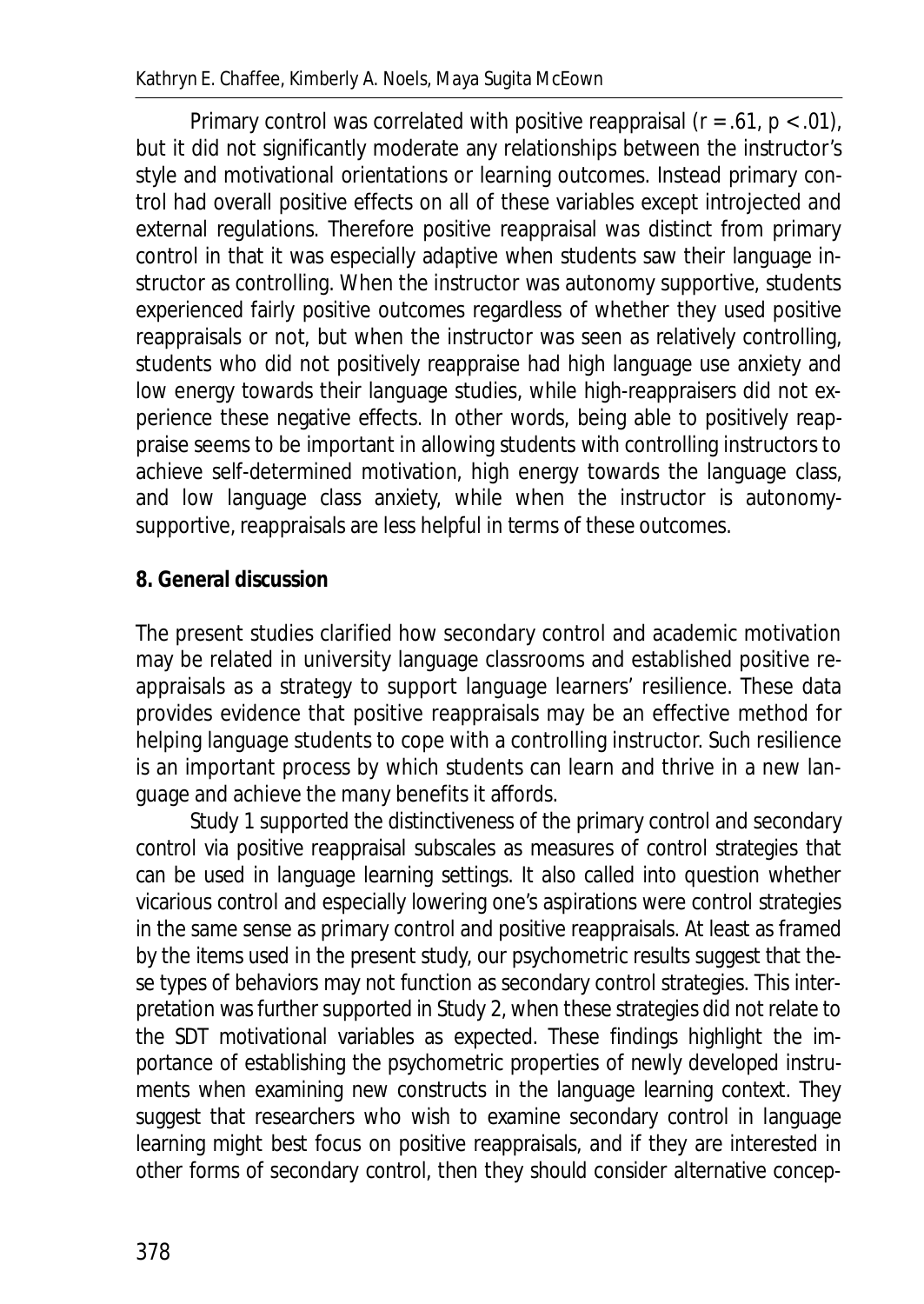Primary control was correlated with positive reappraisal ($r = .61$, $p < .01$), but it did not significantly moderate any relationships between the instructor's style and motivational orientations or learning outcomes. Instead primary control had overall positive effects on all of these variables except introjected and external regulations. Therefore positive reappraisal was distinct from primary control in that it was especially adaptive when students saw their language instructor as controlling. When the instructor was autonomy supportive, students experienced fairly positive outcomes regardless of whether they used positive reappraisals or not, but when the instructor was seen as relatively controlling, students who did not positively reappraise had high language use anxiety and low energy towards their language studies, while high-reappraisers did not experience these negative effects. In other words, being able to positively reappraise seems to be important in allowing students with controlling instructors to achieve self-determined motivation, high energy towards the language class, and low language class anxiety, while when the instructor is autonomy-supportive, reappraisals are less helpful in terms of these outcomes.

## 8. General discussion

The present studies clarified how secondary control and academic motivation may be related in university language classrooms and established positive reappraisals as a strategy to support language learners' resilience. These data provides evidence that positive reappraisals may be an effective method for helping language students to cope with a controlling instructor. Such resilience is an important process by which students can learn and thrive in a new language and achieve the many benefits it affords.

Study 1 supported the distinctiveness of the primary control and secondary control via positive reappraisal subscales as measures of control strategies that can be used in language learning settings. It also called into question whether vicarious control and especially lowering one's aspirations were control strategies in the same sense as primary control and positive reappraisals. At least as framed by the items used in the present study, our psychometric results suggest that these types of behaviors may not function as secondary control strategies. This interpretation was further supported in Study 2, when these strategies did not relate to the SDT motivational variables as expected. These findings highlight the importance of establishing the psychometric properties of newly developed instruments when examining new constructs in the language learning context. They suggest that researchers who wish to examine secondary control in language learning might best focus on positive reappraisals, and if they are interested in other forms of secondary control, then they should consider alternative concep-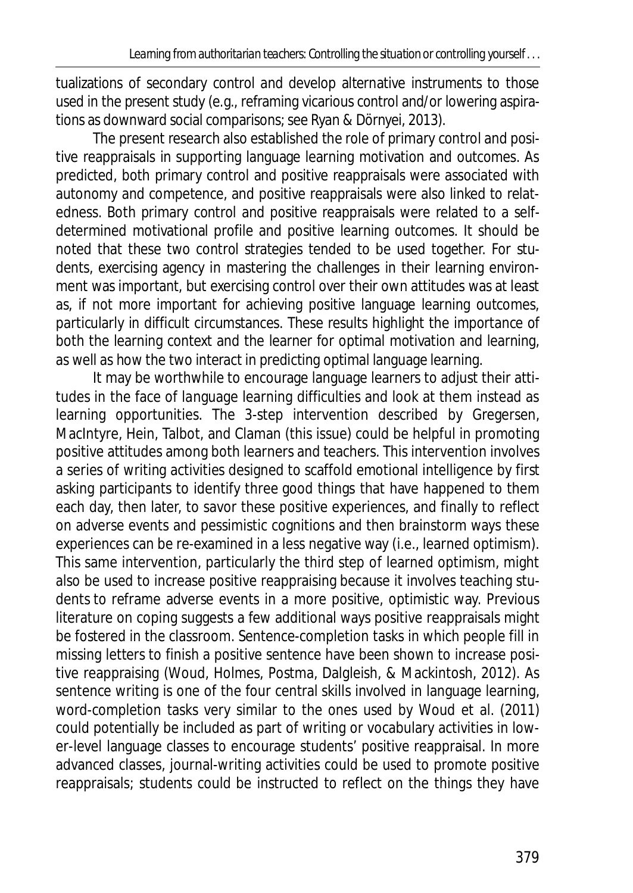tualizations of secondary control and develop alternative instruments to those used in the present study (e.g., reframing vicarious control and/or lowering aspirations as downward social comparisons; see Ryan & Dörnyei, 2013).

The present research also established the role of primary control and positive reappraisals in supporting language learning motivation and outcomes. As predicted, both primary control and positive reappraisals were associated with autonomy and competence, and positive reappraisals were also linked to relatedness. Both primary control and positive reappraisals were related to a self-determined motivational profile and positive learning outcomes. It should be noted that these two control strategies tended to be used together. For students, exercising agency in mastering the challenges in their learning environment was important, but exercising control over their own attitudes was at least as, if not more important for achieving positive language learning outcomes, particularly in difficult circumstances. These results highlight the importance of both the learning context and the learner for optimal motivation and learning, as well as how the two interact in predicting optimal language learning.

It may be worthwhile to encourage language learners to adjust their attitudes in the face of language learning difficulties and look at them instead as learning opportunities. The 3-step intervention described by Gregersen, MacIntyre, Hein, Talbot, and Claman (this issue) could be helpful in promoting positive attitudes among both learners and teachers. This intervention involves a series of writing activities designed to scaffold emotional intelligence by first asking participants to identify three good things that have happened to them each day, then later, to savor these positive experiences, and finally to reflect on adverse events and pessimistic cognitions and then brainstorm ways these experiences can be re-examined in a less negative way (i.e., learned optimism). This same intervention, particularly the third step of learned optimism, might also be used to increase positive reappraising because it involves teaching students to reframe adverse events in a more positive, optimistic way. Previous literature on coping suggests a few additional ways positive reappraisals might be fostered in the classroom. Sentence-completion tasks in which people fill in missing letters to finish a positive sentence have been shown to increase positive reappraising (Woud, Holmes, Postma, Dalgleish, & Mackintosh, 2012). As sentence writing is one of the four central skills involved in language learning, word-completion tasks very similar to the ones used by Woud et al. (2011) could potentially be included as part of writing or vocabulary activities in lower-level language classes to encourage students' positive reappraisal. In more advanced classes, journal-writing activities could be used to promote positive reappraisals; students could be instructed to reflect on the things they have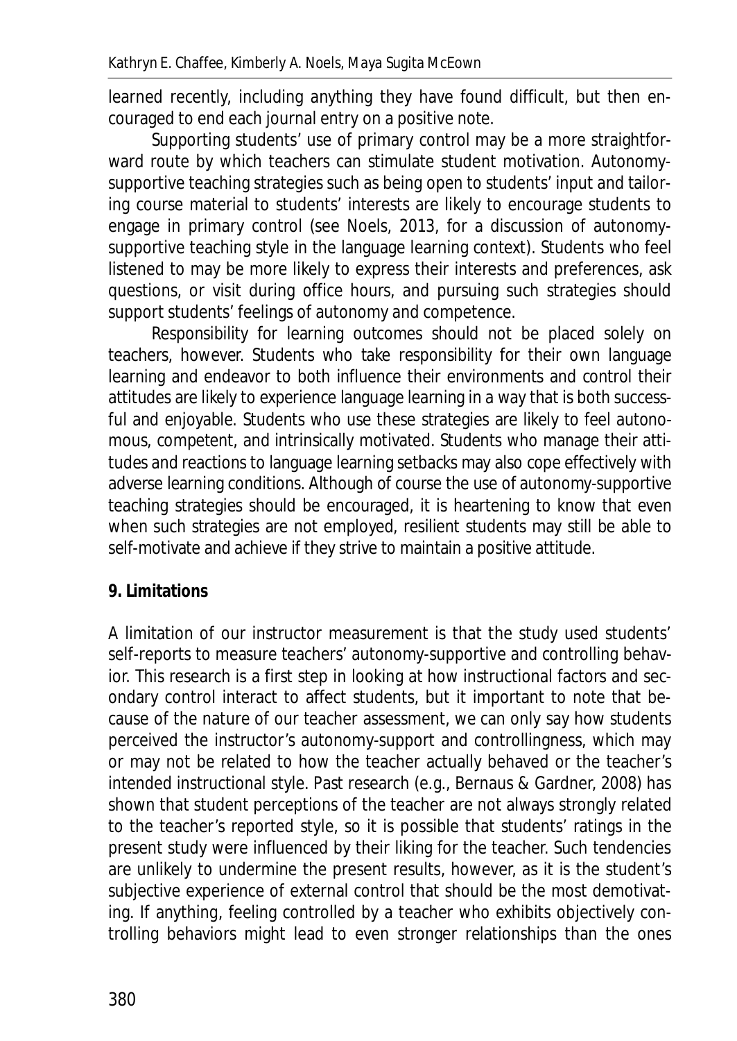learned recently, including anything they have found difficult, but then encouraged to end each journal entry on a positive note.

Supporting students' use of primary control may be a more straightforward route by which teachers can stimulate student motivation. Autonomy-supportive teaching strategies such as being open to students' input and tailoring course material to students' interests are likely to encourage students to engage in primary control (see Noels, 2013, for a discussion of autonomy-supportive teaching style in the language learning context). Students who feel listened to may be more likely to express their interests and preferences, ask questions, or visit during office hours, and pursuing such strategies should support students' feelings of autonomy and competence.

Responsibility for learning outcomes should not be placed solely on teachers, however. Students who take responsibility for their own language learning and endeavor to both influence their environments and control their attitudes are likely to experience language learning in a way that is both successful and enjoyable. Students who use these strategies are likely to feel autonomous, competent, and intrinsically motivated. Students who manage their attitudes and reactions to language learning setbacks may also cope effectively with adverse learning conditions. Although of course the use of autonomy-supportive teaching strategies should be encouraged, it is heartening to know that even when such strategies are not employed, resilient students may still be able to self-motivate and achieve if they strive to maintain a positive attitude.

## 9. Limitations

A limitation of our instructor measurement is that the study used students' self-reports to measure teachers' autonomy-supportive and controlling behavior. This research is a first step in looking at how instructional factors and secondary control interact to affect students, but it important to note that because of the nature of our teacher assessment, we can only say how students perceived the instructor's autonomy-support and controllingness, which may or may not be related to how the teacher actually behaved or the teacher's intended instructional style. Past research (e.g., Bernaus & Gardner, 2008) has shown that student perceptions of the teacher are not always strongly related to the teacher's reported style, so it is possible that students' ratings in the present study were influenced by their liking for the teacher. Such tendencies are unlikely to undermine the present results, however, as it is the student's subjective experience of external control that should be the most demotivating. If anything, feeling controlled by a teacher who exhibits objectively controlling behaviors might lead to even stronger relationships than the ones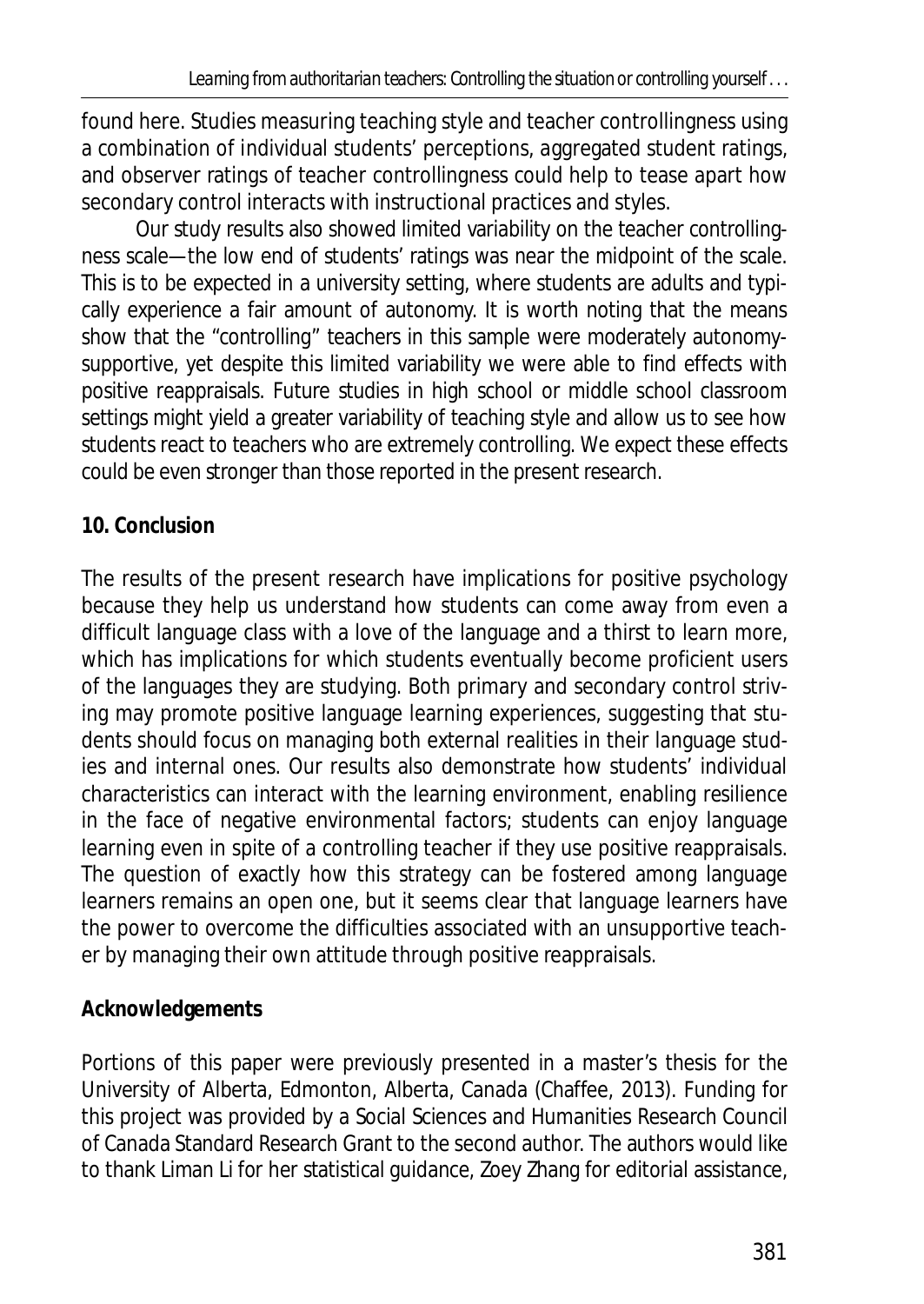found here. Studies measuring teaching style and teacher controllingness using a combination of individual students' perceptions, aggregated student ratings, and observer ratings of teacher controllingness could help to tease apart how secondary control interacts with instructional practices and styles.

Our study results also showed limited variability on the teacher controllingness scale—the low end of students' ratings was near the midpoint of the scale. This is to be expected in a university setting, where students are adults and typically experience a fair amount of autonomy. It is worth noting that the means show that the "controlling" teachers in this sample were moderately autonomy-supportive, yet despite this limited variability we were able to find effects with positive reappraisals. Future studies in high school or middle school classroom settings might yield a greater variability of teaching style and allow us to see how students react to teachers who are extremely controlling. We expect these effects could be even stronger than those reported in the present research.

## 10. Conclusion

The results of the present research have implications for positive psychology because they help us understand how students can come away from even a difficult language class with a love of the language and a thirst to learn more, which has implications for which students eventually become proficient users of the languages they are studying. Both primary and secondary control striving may promote positive language learning experiences, suggesting that students should focus on managing both external realities in their language studies and internal ones. Our results also demonstrate how students' individual characteristics can interact with the learning environment, enabling resilience in the face of negative environmental factors; students can enjoy language learning even in spite of a controlling teacher if they use positive reappraisals. The question of exactly how this strategy can be fostered among language learners remains an open one, but it seems clear that language learners have the power to overcome the difficulties associated with an unsupportive teacher by managing their own attitude through positive reappraisals.

## Acknowledgements

Portions of this paper were previously presented in a master's thesis for the University of Alberta, Edmonton, Alberta, Canada (Chaffee, 2013). Funding for this project was provided by a Social Sciences and Humanities Research Council of Canada Standard Research Grant to the second author. The authors would like to thank Liman Li for her statistical guidance, Zoey Zhang for editorial assistance,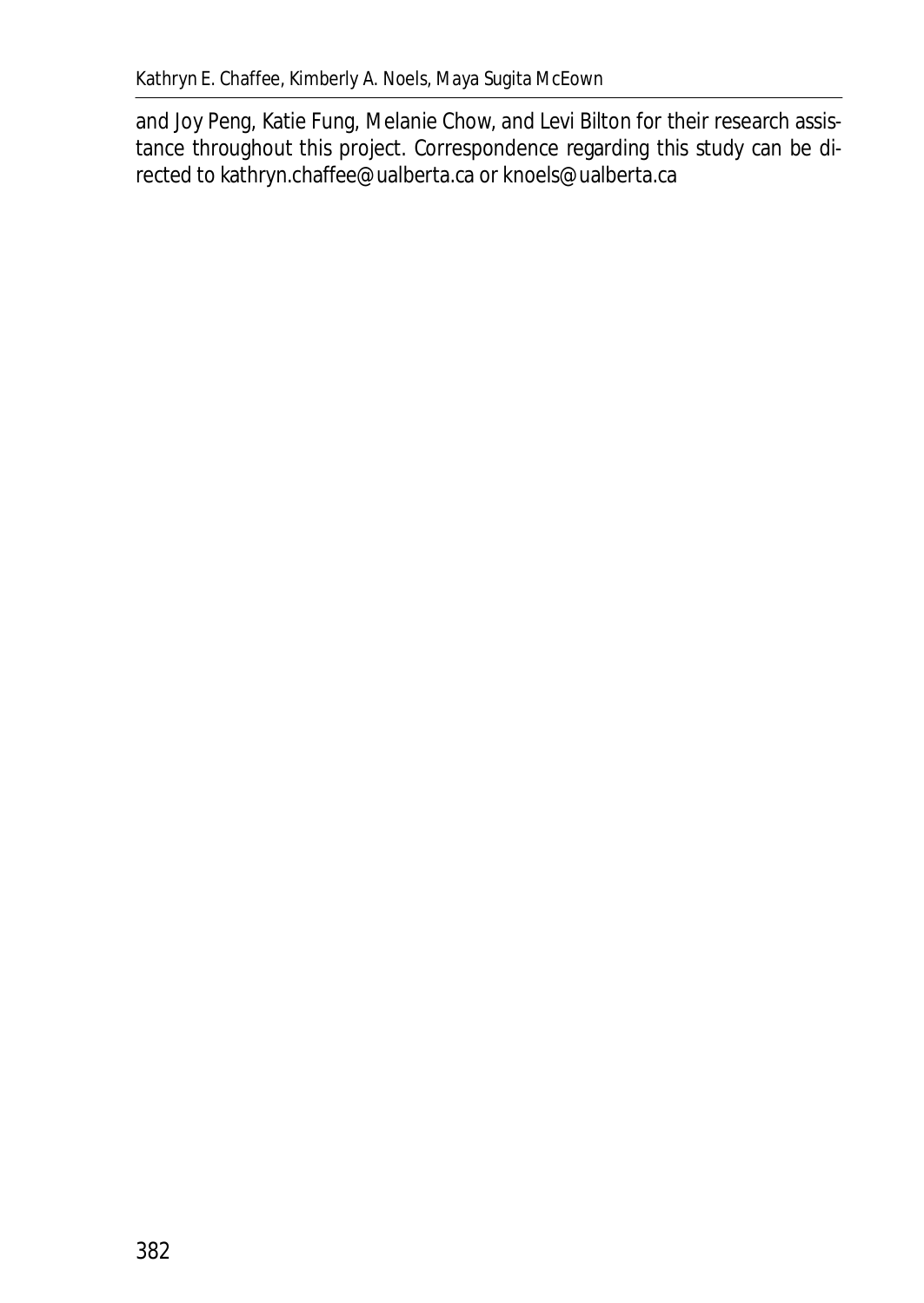and Joy Peng, Katie Fung, Melanie Chow, and Levi Bilton for their research assistance throughout this project. Correspondence regarding this study can be directed to kathryn.chaffee@ualberta.ca or knoels@ualberta.ca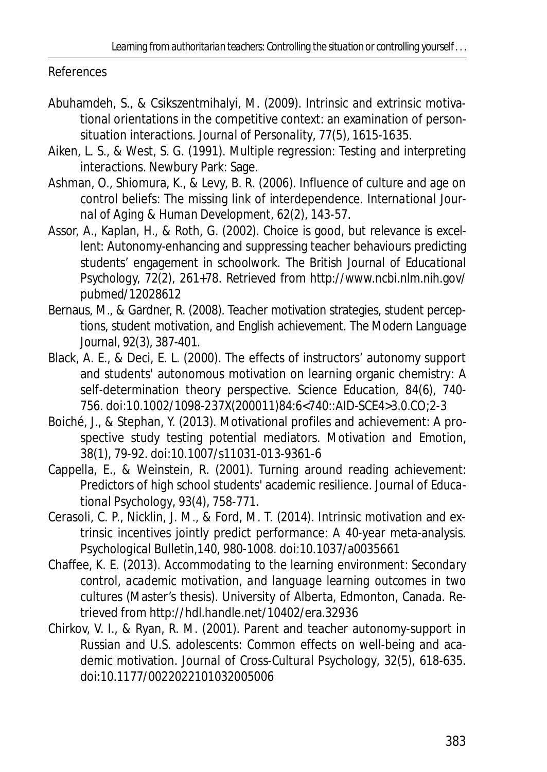References

Abuhamdeh, S., & Csikszentmihalyi, M. (2009). Intrinsic and extrinsic motivational orientations in the competitive context: an examination of person-situation interactions. *Journal of Personality*, 77(5), 1615-1635.

Aiken, L. S., & West, S. G. (1991). *Multiple regression: Testing and interpreting interactions*. Newbury Park: Sage.

Ashman, O., Shiomura, K., & Levy, B. R. (2006). Influence of culture and age on control beliefs: The missing link of interdependence. *International Journal of Aging & Human Development*, 62(2), 143-57.

Assor, A., Kaplan, H., & Roth, G. (2002). Choice is good, but relevance is excellent: Autonomy-enhancing and suppressing teacher behaviours predicting students' engagement in schoolwork. *The British Journal of Educational Psychology*, 72(2), 261+78. Retrieved from http://www.ncbi.nlm.nih.gov/pubmed/12028612

Bernaus, M., & Gardner, R. (2008). Teacher motivation strategies, student perceptions, student motivation, and English achievement. *The Modern Language Journal*, 92(3), 387-401.

Black, A. E., & Deci, E. L. (2000). The effects of instructors' autonomy support and students' autonomous motivation on learning organic chemistry: A self-determination theory perspective. *Science Education*, 84(6), 740-756. doi:10.1002/1098-237X(200011)84:6<740::AID-SCE4>3.0.CO;2-3

Boiché, J., & Stephan, Y. (2013). Motivational profiles and achievement: A prospective study testing potential mediators. *Motivation and Emotion*, 38(1), 79-92. doi:10.1007/s11031-013-9361-6

Cappella, E., & Weinstein, R. (2001). Turning around reading achievement: Predictors of high school students' academic resilience. *Journal of Educational Psychology*, 93(4), 758-771.

Cerasoli, C. P., Nicklin, J. M., & Ford, M. T. (2014). Intrinsic motivation and extrinsic incentives jointly predict performance: A 40-year meta-analysis. *Psychological Bulletin*,140, 980-1008. doi:10.1037/a0035661

Chaffee, K. E. (2013). *Accommodating to the learning environment: Secondary control, academic motivation, and language learning outcomes in two cultures* (Master's thesis). University of Alberta, Edmonton, Canada. Retrieved from http://hdl.handle.net/10402/era.32936

Chirkov, V. I., & Ryan, R. M. (2001). Parent and teacher autonomy-support in Russian and U.S. adolescents: Common effects on well-being and academic motivation. *Journal of Cross-Cultural Psychology*, 32(5), 618-635. doi:10.1177/0022022101032005006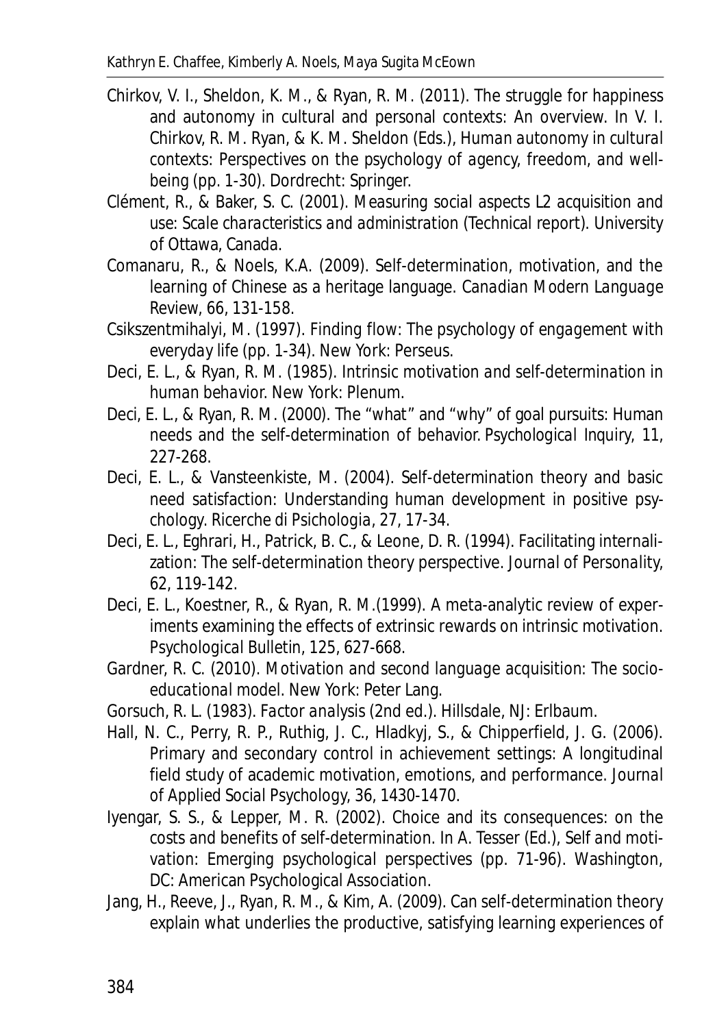Chirkov, V. I., Sheldon, K. M., & Ryan, R. M. (2011). The struggle for happiness and autonomy in cultural and personal contexts: An overview. In V. I. Chirkov, R. M. Ryan, & K. M. Sheldon (Eds.), *Human autonomy in cultural contexts: Perspectives on the psychology of agency, freedom, and well-being* (pp. 1-30). Dordrecht: Springer.

Clément, R., & Baker, S. C. (2001). *Measuring social aspects L2 acquisition and use: Scale characteristics and administration* (Technical report). University of Ottawa, Canada.

Comanaru, R., & Noels, K.A. (2009). Self-determination, motivation, and the learning of Chinese as a heritage language. *Canadian Modern Language Review, 66*, 131-158.

Csikszentmihalyi, M. (1997). *Finding flow: The psychology of engagement with everyday life* (pp. 1-34). New York: Perseus.

Deci, E. L., & Ryan, R. M. (1985). *Intrinsic motivation and self-determination in human behavior*. New York: Plenum.

Deci, E. L., & Ryan, R. M. (2000). The "what" and "why" of goal pursuits: Human needs and the self-determination of behavior. *Psychological Inquiry, 11*, 227-268.

Deci, E. L., & Vansteenkiste, M. (2004). Self-determination theory and basic need satisfaction: Understanding human development in positive psychology. *Ricerche di Psichologia, 27*, 17-34.

Deci, E. L., Eghrari, H., Patrick, B. C., & Leone, D. R. (1994). Facilitating internalization: The self-determination theory perspective. *Journal of Personality, 62*, 119-142.

Deci, E. L., Koestner, R., & Ryan, R. M.(1999). A meta-analytic review of experiments examining the effects of extrinsic rewards on intrinsic motivation. *Psychological Bulletin, 125*, 627-668.

Gardner, R. C. (2010). *Motivation and second language acquisition: The socio-educational model*. New York: Peter Lang.

Gorsuch, R. L. (1983). *Factor analysis* (2nd ed.). Hillsdale, NJ: Erlbaum.

Hall, N. C., Perry, R. P., Ruthig, J. C., Hladkyj, S., & Chipperfield, J. G. (2006). Primary and secondary control in achievement settings: A longitudinal field study of academic motivation, emotions, and performance. *Journal of Applied Social Psychology, 36*, 1430-1470.

Iyengar, S. S., & Lepper, M. R. (2002). Choice and its consequences: on the costs and benefits of self-determination. In A. Tesser (Ed.), *Self and motivation: Emerging psychological perspectives* (pp. 71-96). Washington, DC: American Psychological Association.

Jang, H., Reeve, J., Ryan, R. M., & Kim, A. (2009). Can self-determination theory explain what underlies the productive, satisfying learning experiences of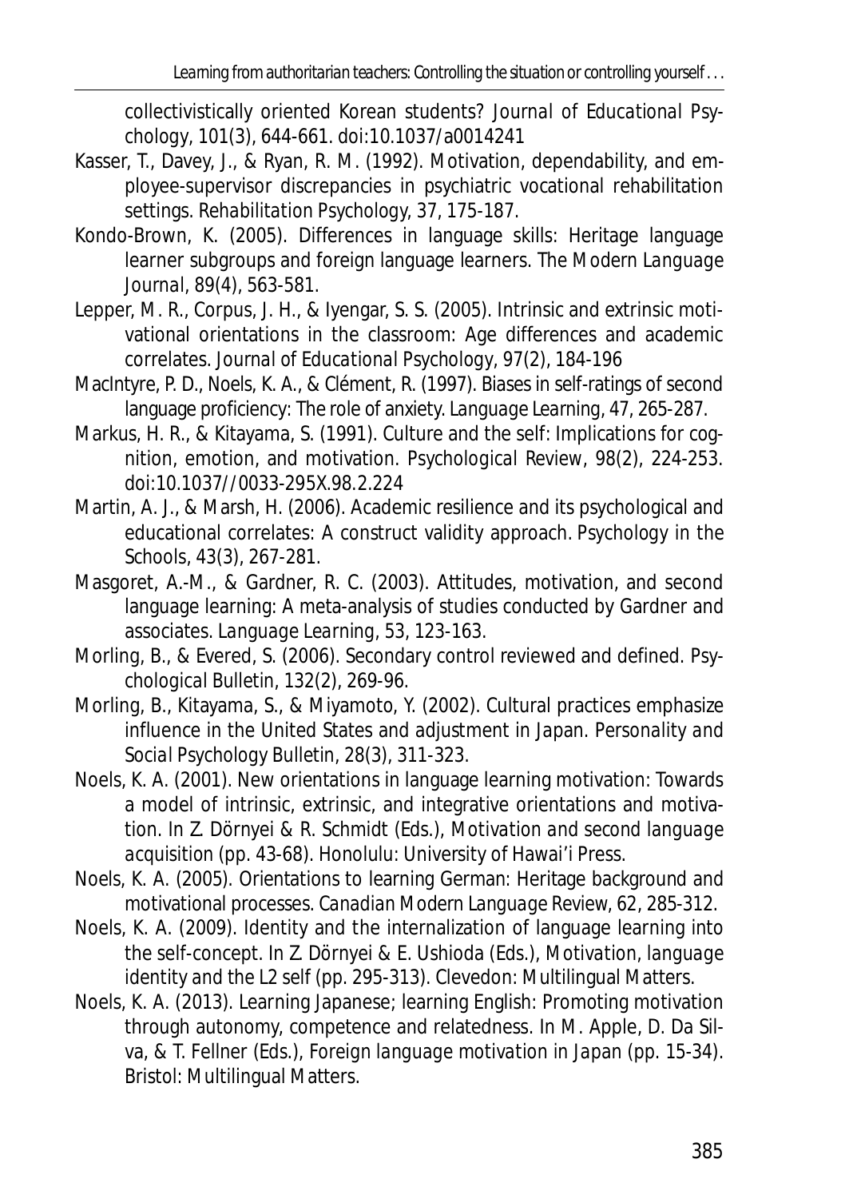collectivistically oriented Korean students? *Journal of Educational Psychology, 101*(3), 644-661. doi:10.1037/a0014241

Kasser, T., Davey, J., & Ryan, R. M. (1992). Motivation, dependability, and employee-supervisor discrepancies in psychiatric vocational rehabilitation settings. *Rehabilitation Psychology, 37*, 175-187.

Kondo-Brown, K. (2005). Differences in language skills: Heritage language learner subgroups and foreign language learners. *The Modern Language Journal, 89*(4), 563-581.

Lepper, M. R., Corpus, J. H., & Iyengar, S. S. (2005). Intrinsic and extrinsic motivational orientations in the classroom: Age differences and academic correlates. *Journal of Educational Psychology, 97*(2), 184-196

MacIntyre, P. D., Noels, K. A., & Clément, R. (1997). Biases in self-ratings of second language proficiency: The role of anxiety. *Language Learning, 47*, 265-287.

Markus, H. R., & Kitayama, S. (1991). Culture and the self: Implications for cognition, emotion, and motivation. *Psychological Review, 98*(2), 224-253. doi:10.1037//0033-295X.98.2.224

Martin, A. J., & Marsh, H. (2006). Academic resilience and its psychological and educational correlates: A construct validity approach. *Psychology in the Schools, 43*(3), 267-281.

Masgoret, A.-M., & Gardner, R. C. (2003). Attitudes, motivation, and second language learning: A meta-analysis of studies conducted by Gardner and associates. *Language Learning, 53*, 123-163.

Morling, B., & Evered, S. (2006). Secondary control reviewed and defined. *Psychological Bulletin, 132*(2), 269-96.

Morling, B., Kitayama, S., & Miyamoto, Y. (2002). Cultural practices emphasize influence in the United States and adjustment in Japan. *Personality and Social Psychology Bulletin, 28*(3), 311-323.

Noels, K. A. (2001). New orientations in language learning motivation: Towards a model of intrinsic, extrinsic, and integrative orientations and motivation. In Z. Dörnyei & R. Schmidt (Eds.), *Motivation and second language acquisition* (pp. 43-68). Honolulu: University of Hawai'i Press.

Noels, K. A. (2005). Orientations to learning German: Heritage background and motivational processes. *Canadian Modern Language Review, 62*, 285-312.

Noels, K. A. (2009). Identity and the internalization of language learning into the self-concept. In Z. Dörnyei & E. Ushioda (Eds.), *Motivation, language identity and the L2 self* (pp. 295-313). Clevedon: Multilingual Matters.

Noels, K. A. (2013). Learning Japanese; learning English: Promoting motivation through autonomy, competence and relatedness. In M. Apple, D. Da Silva, & T. Fellner (Eds.), *Foreign language motivation in Japan* (pp. 15-34). Bristol: Multilingual Matters.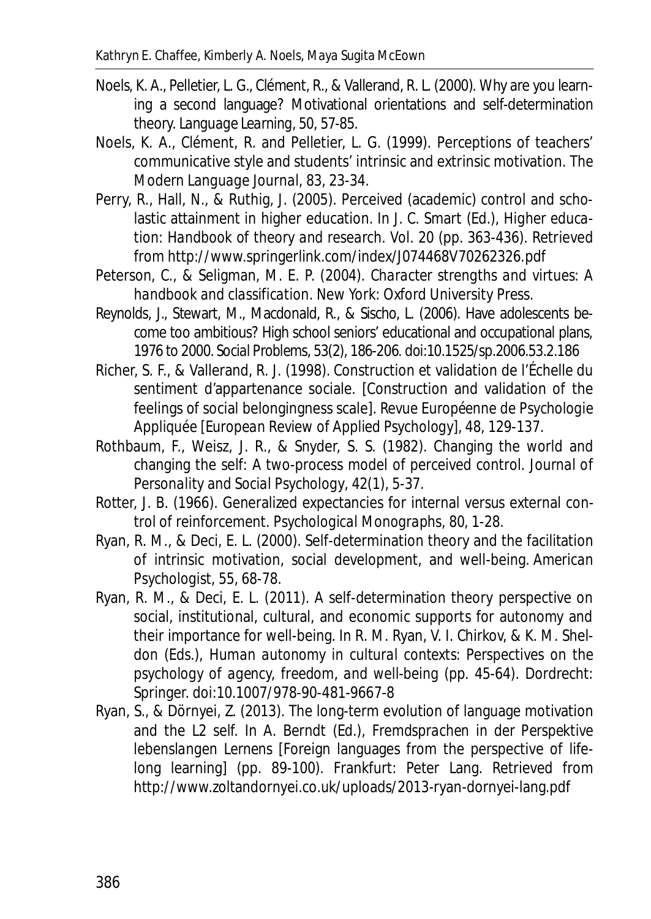Noels, K. A., Pelletier, L. G., Clément, R., & Vallerand, R. L. (2000). Why are you learning a second language? Motivational orientations and self-determination theory. *Language Learning, 50*, 57-85.

Noels, K. A., Clément, R. and Pelletier, L. G. (1999). Perceptions of teachers' communicative style and students' intrinsic and extrinsic motivation. *The Modern Language Journal, 83*, 23-34.

Perry, R., Hall, N., & Ruthig, J. (2005). Perceived (academic) control and scholastic attainment in higher education. In J. C. Smart (Ed.), *Higher education: Handbook of theory and research. Vol. 20* (pp. 363-436). Retrieved from http://www.springerlink.com/index/J074468V70262326.pdf

Peterson, C., & Seligman, M. E. P. (2004). *Character strengths and virtues: A handbook and classification*. New York: Oxford University Press.

Reynolds, J., Stewart, M., Macdonald, R., & Sischo, L. (2006). Have adolescents become too ambitious? High school seniors' educational and occupational plans, 1976 to 2000. *Social Problems, 53*(2), 186-206. doi:10.1525/sp.2006.53.2.186

Richer, S. F., & Vallerand, R. J. (1998). Construction et validation de l'Échelle du sentiment d'appartenance sociale. [Construction and validation of the feelings of social belongingness scale]. *Revue Européenne de Psychologie Appliquée [European Review of Applied Psychology], 48*, 129-137.

Rothbaum, F., Weisz, J. R., & Snyder, S. S. (1982). Changing the world and changing the self: A two-process model of perceived control. *Journal of Personality and Social Psychology, 42*(1), 5-37.

Rotter, J. B. (1966). Generalized expectancies for internal versus external control of reinforcement. *Psychological Monographs, 80*, 1-28.

Ryan, R. M., & Deci, E. L. (2000). Self-determination theory and the facilitation of intrinsic motivation, social development, and well-being. *American Psychologist, 55*, 68-78.

Ryan, R. M., & Deci, E. L. (2011). A self-determination theory perspective on social, institutional, cultural, and economic supports for autonomy and their importance for well-being. In R. M. Ryan, V. I. Chirkov, & K. M. Sheldon (Eds.), *Human autonomy in cultural contexts: Perspectives on the psychology of agency, freedom, and well-being* (pp. 45-64). Dordrecht: Springer. doi:10.1007/978-90-481-9667-8

Ryan, S., & Dörnyei, Z. (2013). The long-term evolution of language motivation and the L2 self. In A. Berndt (Ed.), *Fremdsprachen in der Perspektive lebenslangen Lernens [Foreign languages from the perspective of lifelong learning]* (pp. 89-100). Frankfurt: Peter Lang. Retrieved from http://www.zoltandornyei.co.uk/uploads/2013-ryan-dornyei-lang.pdf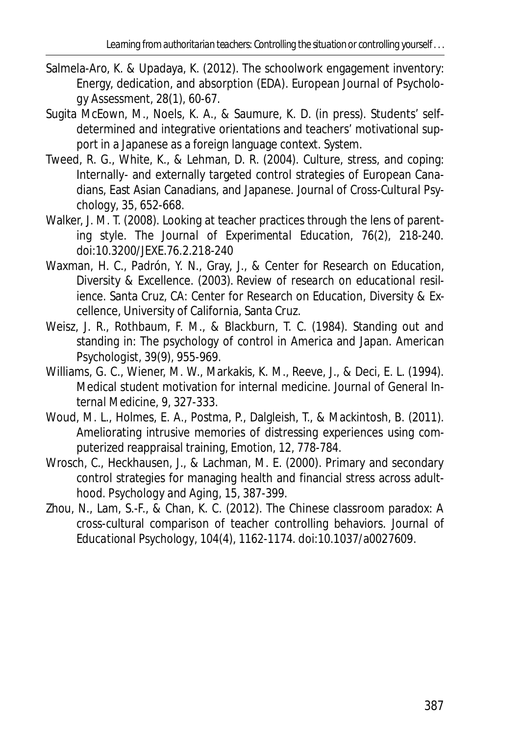Salmela-Aro, K. & Upadaya, K. (2012). The schoolwork engagement inventory: Energy, dedication, and absorption (EDA). *European Journal of Psychology Assessment*, 28(1), 60-67.

Sugita McEown, M., Noels, K. A., & Saumure, K. D. (in press). Students' self-determined and integrative orientations and teachers' motivational support in a Japanese as a foreign language context. *System*.

Tweed, R. G., White, K., & Lehman, D. R. (2004). Culture, stress, and coping: Internally- and externally targeted control strategies of European Canadians, East Asian Canadians, and Japanese. *Journal of Cross-Cultural Psychology*, 35, 652-668.

Walker, J. M. T. (2008). Looking at teacher practices through the lens of parenting style. *The Journal of Experimental Education*, 76(2), 218-240. doi:10.3200/JEXE.76.2.218-240

Waxman, H. C., Padrón, Y. N., Gray, J., & Center for Research on Education, Diversity & Excellence. (2003). *Review of research on educational resilience*. Santa Cruz, CA: Center for Research on Education, Diversity & Excellence, University of California, Santa Cruz.

Weisz, J. R., Rothbaum, F. M., & Blackburn, T. C. (1984). Standing out and standing in: The psychology of control in America and Japan. *American Psychologist*, 39(9), 955-969.

Williams, G. C., Wiener, M. W., Markakis, K. M., Reeve, J., & Deci, E. L. (1994). Medical student motivation for internal medicine. *Journal of General Internal Medicine*, 9, 327-333.

Woud, M. L., Holmes, E. A., Postma, P., Dalgleish, T., & Mackintosh, B. (2011). Ameliorating intrusive memories of distressing experiences using computerized reappraisal training, *Emotion*, 12, 778-784.

Wrosch, C., Heckhausen, J., & Lachman, M. E. (2000). Primary and secondary control strategies for managing health and financial stress across adulthood. *Psychology and Aging*, 15, 387-399.

Zhou, N., Lam, S.-F., & Chan, K. C. (2012). The Chinese classroom paradox: A cross-cultural comparison of teacher controlling behaviors. *Journal of Educational Psychology*, 104(4), 1162-1174. doi:10.1037/a0027609.